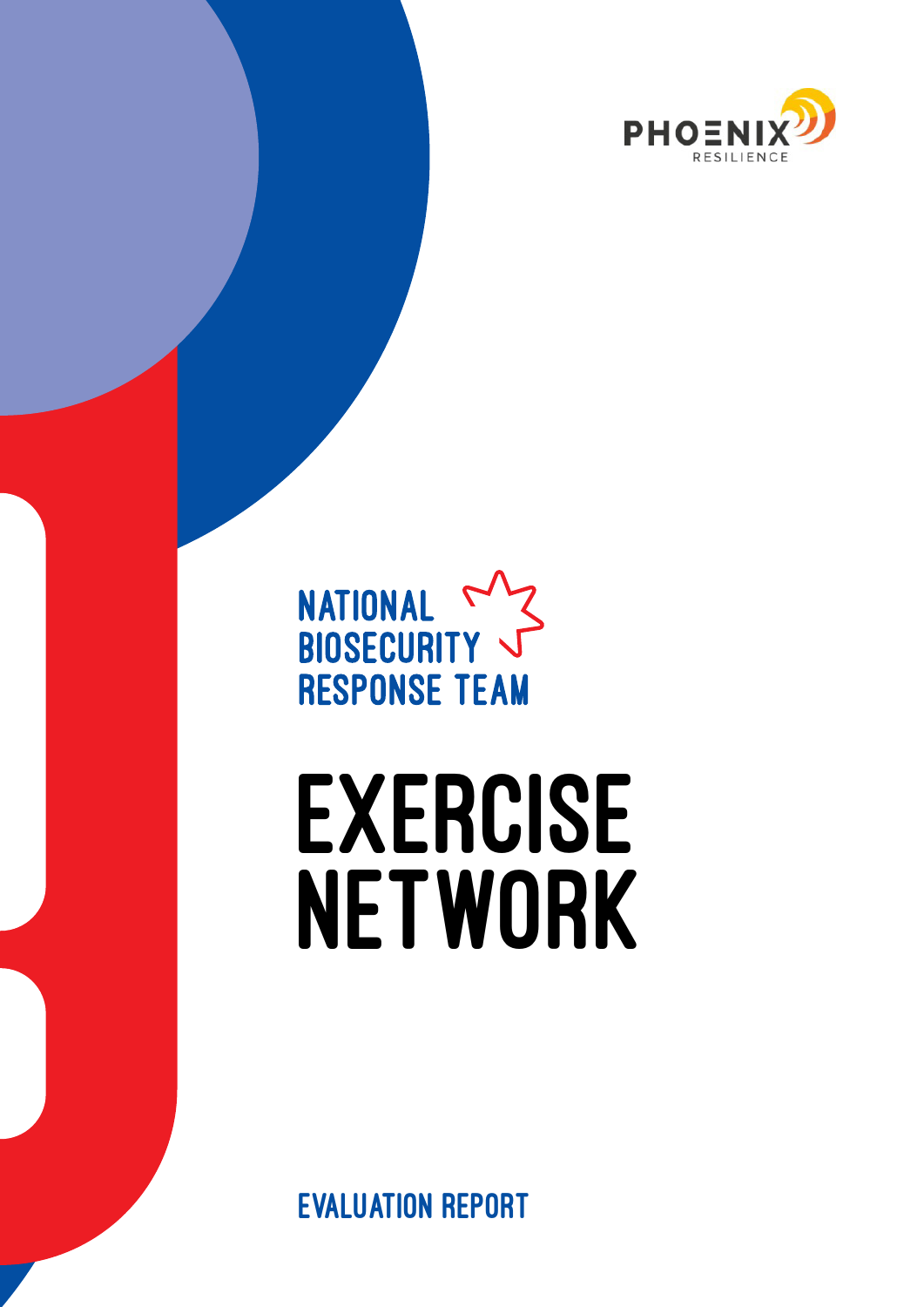PHOENIX RESILIENCE

NATIONAL BIOSECURITY RESPONSE TEAM

# EXERCISE NETWORK

EVALUATION REPORT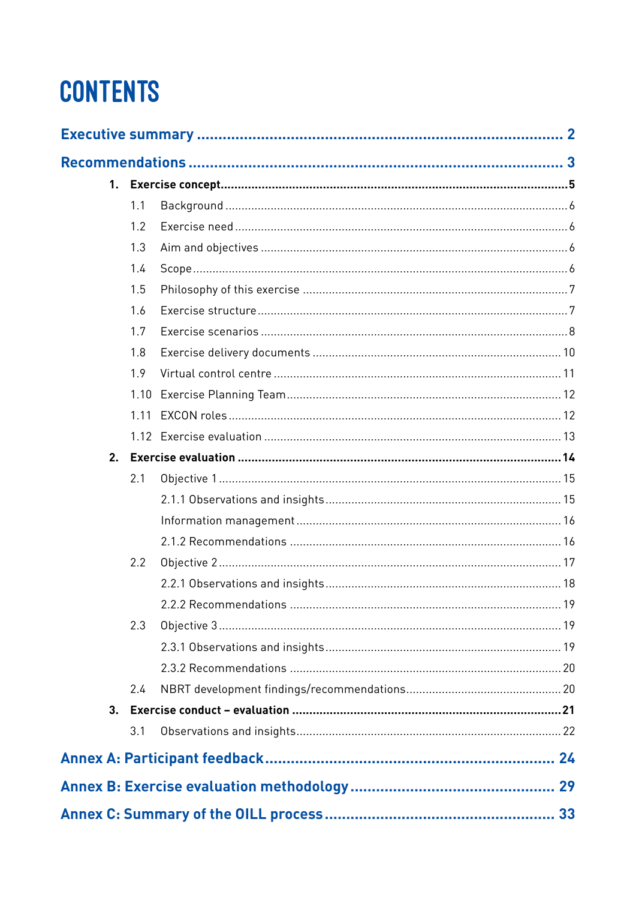# CONTENTS

**Executive summary** .................................................................................. 2

**Recommendations** .................................................................................. 3

**1. Exercise concept** .................................................................................. 5

- 1.1 Background .................................................................................. 6
- 1.2 Exercise need .................................................................................. 6
- 1.3 Aim and objectives .................................................................................. 6
- 1.4 Scope .................................................................................. 6
- 1.5 Philosophy of this exercise .................................................................................. 7
- 1.6 Exercise structure .................................................................................. 7
- 1.7 Exercise scenarios .................................................................................. 8
- 1.8 Exercise delivery documents .................................................................................. 10
- 1.9 Virtual control centre .................................................................................. 11
- 1.10 Exercise Planning Team .................................................................................. 12
- 1.11 EXCON roles .................................................................................. 12
- 1.12 Exercise evaluation .................................................................................. 13

**2. Exercise evaluation** .................................................................................. 14

- 2.1 Objective 1 .................................................................................. 15
  - 2.1.1 Observations and insights .................................................................................. 15
  - Information management .................................................................................. 16
  - 2.1.2 Recommendations .................................................................................. 16
- 2.2 Objective 2 .................................................................................. 17
  - 2.2.1 Observations and insights .................................................................................. 18
  - 2.2.2 Recommendations .................................................................................. 19
- 2.3 Objective 3 .................................................................................. 19
  - 2.3.1 Observations and insights .................................................................................. 19
  - 2.3.2 Recommendations .................................................................................. 20
- 2.4 NBRT development findings/recommendations .................................................................................. 20

**3. Exercise conduct – evaluation** .................................................................................. 21

- 3.1 Observations and insights .................................................................................. 22

**Annex A: Participant feedback** .................................................................................. 24

**Annex B: Exercise evaluation methodology** .................................................................................. 29

**Annex C: Summary of the OILL process** .................................................................................. 33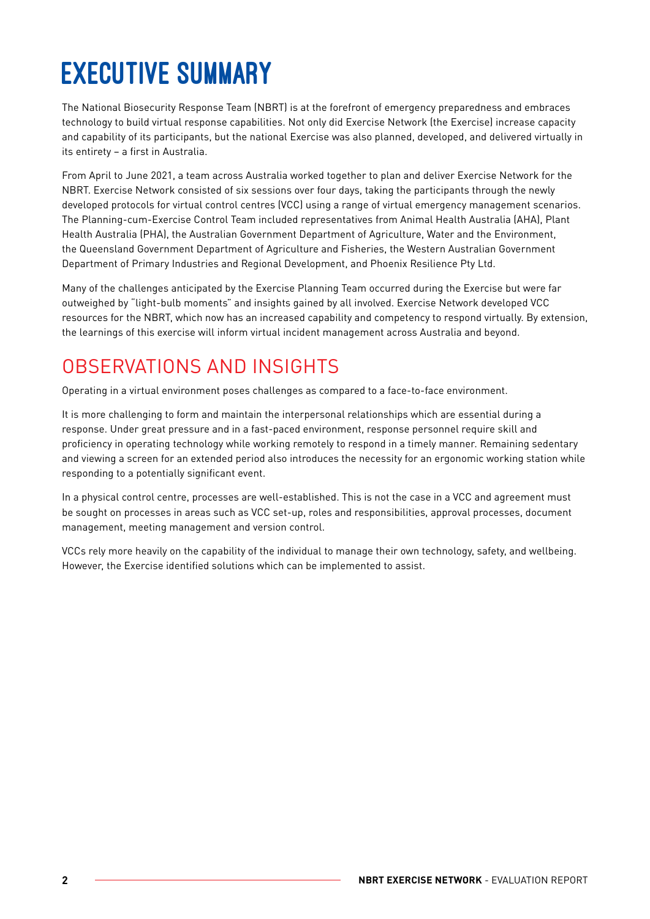# EXECUTIVE SUMMARY

The National Biosecurity Response Team (NBRT) is at the forefront of emergency preparedness and embraces technology to build virtual response capabilities. Not only did Exercise Network (the Exercise) increase capacity and capability of its participants, but the national Exercise was also planned, developed, and delivered virtually in its entirety – a first in Australia.

From April to June 2021, a team across Australia worked together to plan and deliver Exercise Network for the NBRT. Exercise Network consisted of six sessions over four days, taking the participants through the newly developed protocols for virtual control centres (VCC) using a range of virtual emergency management scenarios. The Planning-cum-Exercise Control Team included representatives from Animal Health Australia (AHA), Plant Health Australia (PHA), the Australian Government Department of Agriculture, Water and the Environment, the Queensland Government Department of Agriculture and Fisheries, the Western Australian Government Department of Primary Industries and Regional Development, and Phoenix Resilience Pty Ltd.

Many of the challenges anticipated by the Exercise Planning Team occurred during the Exercise but were far outweighed by "light-bulb moments" and insights gained by all involved. Exercise Network developed VCC resources for the NBRT, which now has an increased capability and competency to respond virtually. By extension, the learnings of this exercise will inform virtual incident management across Australia and beyond.

## OBSERVATIONS AND INSIGHTS

Operating in a virtual environment poses challenges as compared to a face-to-face environment.

It is more challenging to form and maintain the interpersonal relationships which are essential during a response. Under great pressure and in a fast-paced environment, response personnel require skill and proficiency in operating technology while working remotely to respond in a timely manner. Remaining sedentary and viewing a screen for an extended period also introduces the necessity for an ergonomic working station while responding to a potentially significant event.

In a physical control centre, processes are well-established. This is not the case in a VCC and agreement must be sought on processes in areas such as VCC set-up, roles and responsibilities, approval processes, document management, meeting management and version control.

VCCs rely more heavily on the capability of the individual to manage their own technology, safety, and wellbeing. However, the Exercise identified solutions which can be implemented to assist.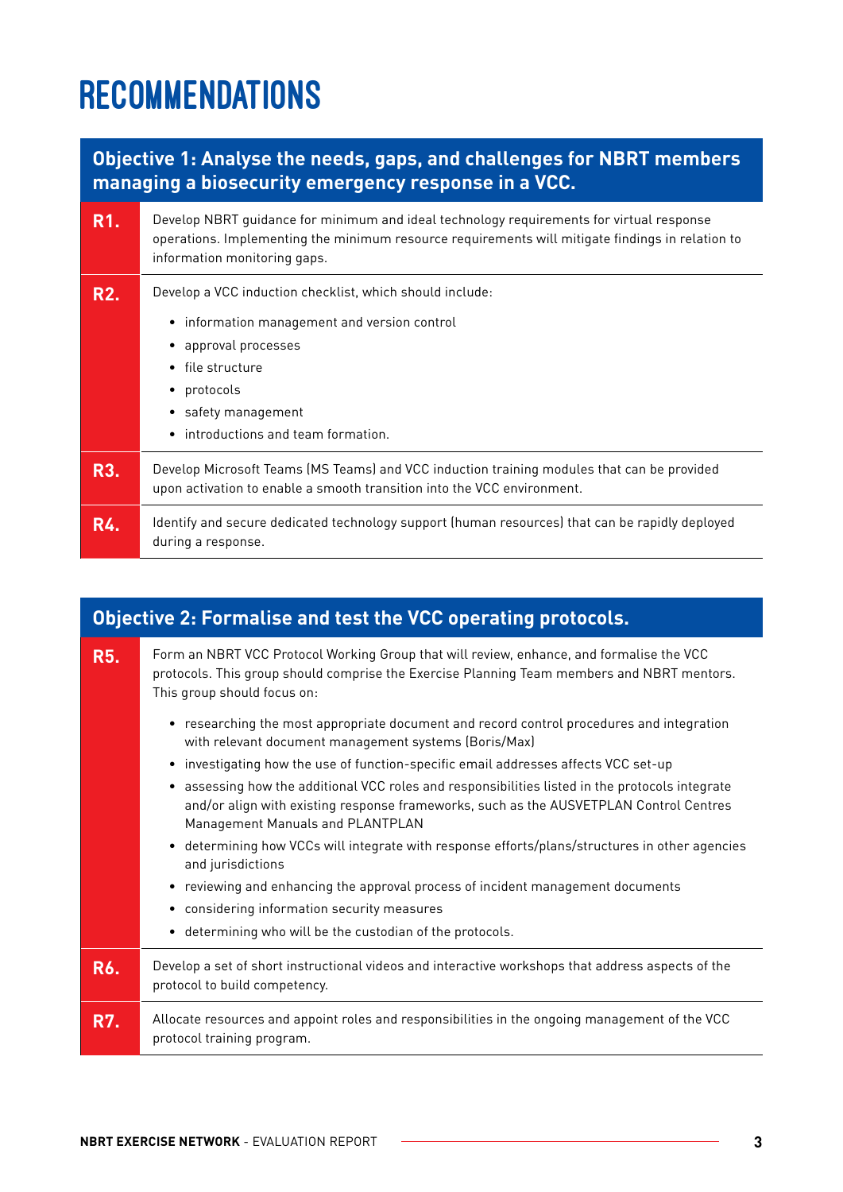# RECOMMENDATIONS

## Objective 1: Analyse the needs, gaps, and challenges for NBRT members managing a biosecurity emergency response in a VCC.

**R1.** Develop NBRT guidance for minimum and ideal technology requirements for virtual response operations. Implementing the minimum resource requirements will mitigate findings in relation to information monitoring gaps.

**R2.** Develop a VCC induction checklist, which should include:

- information management and version control
- approval processes
- file structure
- protocols
- safety management
- introductions and team formation.

**R3.** Develop Microsoft Teams (MS Teams) and VCC induction training modules that can be provided upon activation to enable a smooth transition into the VCC environment.

**R4.** Identify and secure dedicated technology support (human resources) that can be rapidly deployed during a response.

## Objective 2: Formalise and test the VCC operating protocols.

**R5.** Form an NBRT VCC Protocol Working Group that will review, enhance, and formalise the VCC protocols. This group should comprise the Exercise Planning Team members and NBRT mentors. This group should focus on:

- researching the most appropriate document and record control procedures and integration with relevant document management systems (Boris/Max)
- investigating how the use of function-specific email addresses affects VCC set-up
- assessing how the additional VCC roles and responsibilities listed in the protocols integrate and/or align with existing response frameworks, such as the AUSVETPLAN Control Centres Management Manuals and PLANTPLAN
- determining how VCCs will integrate with response efforts/plans/structures in other agencies and jurisdictions
- reviewing and enhancing the approval process of incident management documents
- considering information security measures
- determining who will be the custodian of the protocols.

**R6.** Develop a set of short instructional videos and interactive workshops that address aspects of the protocol to build competency.

**R7.** Allocate resources and appoint roles and responsibilities in the ongoing management of the VCC protocol training program.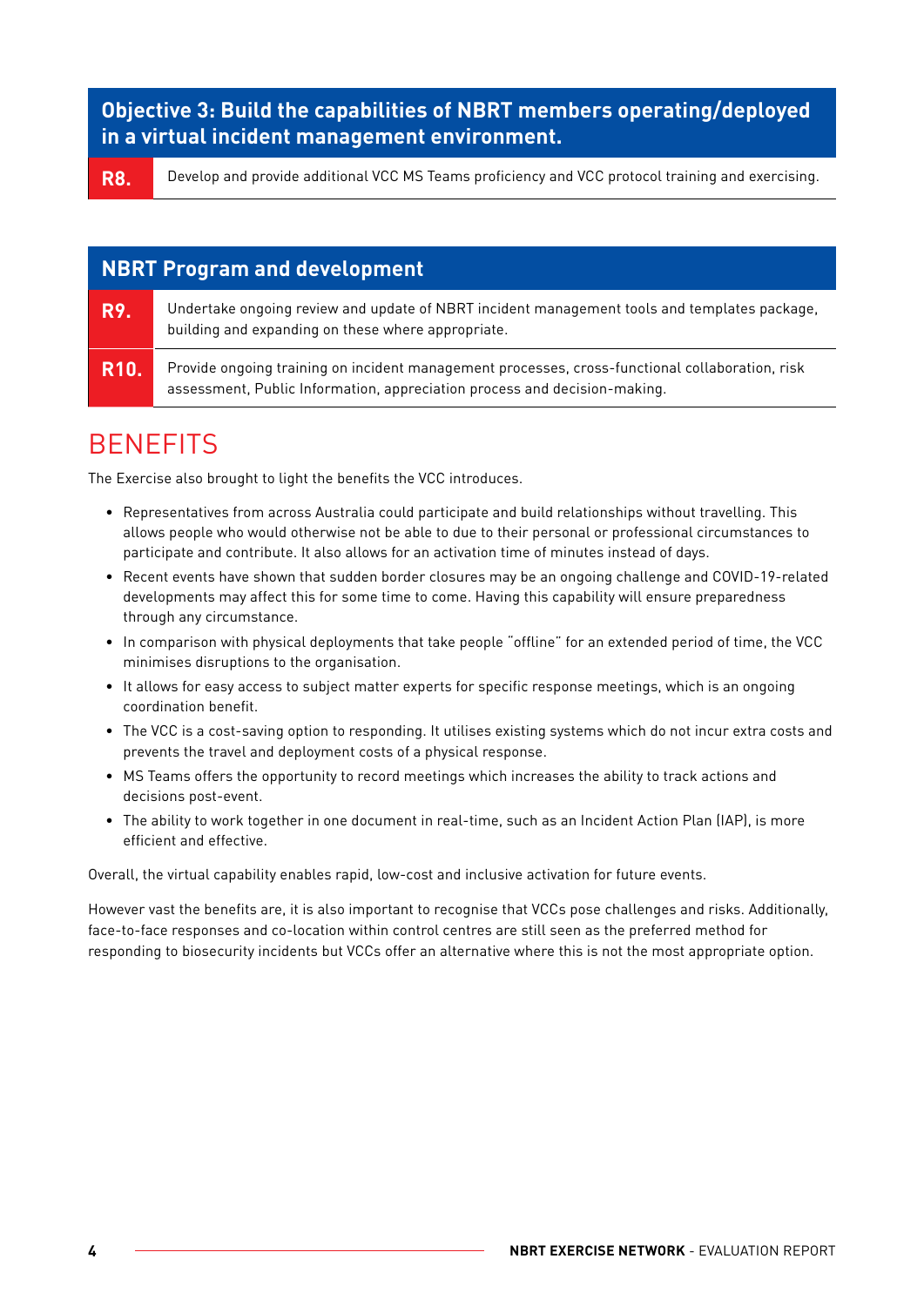| Objective 3: Build the capabilities of NBRT members operating/deployed in a virtual incident management environment. | |
|---|---|
| **R8.** | Develop and provide additional VCC MS Teams proficiency and VCC protocol training and exercising. |

| NBRT Program and development | |
|---|---|
| **R9.** | Undertake ongoing review and update of NBRT incident management tools and templates package, building and expanding on these where appropriate. |
| **R10.** | Provide ongoing training on incident management processes, cross-functional collaboration, risk assessment, Public Information, appreciation process and decision-making. |

# BENEFITS

The Exercise also brought to light the benefits the VCC introduces.

- Representatives from across Australia could participate and build relationships without travelling. This allows people who would otherwise not be able to due to their personal or professional circumstances to participate and contribute. It also allows for an activation time of minutes instead of days.
- Recent events have shown that sudden border closures may be an ongoing challenge and COVID-19-related developments may affect this for some time to come. Having this capability will ensure preparedness through any circumstance.
- In comparison with physical deployments that take people "offline" for an extended period of time, the VCC minimises disruptions to the organisation.
- It allows for easy access to subject matter experts for specific response meetings, which is an ongoing coordination benefit.
- The VCC is a cost-saving option to responding. It utilises existing systems which do not incur extra costs and prevents the travel and deployment costs of a physical response.
- MS Teams offers the opportunity to record meetings which increases the ability to track actions and decisions post-event.
- The ability to work together in one document in real-time, such as an Incident Action Plan (IAP), is more efficient and effective.

Overall, the virtual capability enables rapid, low-cost and inclusive activation for future events.

However vast the benefits are, it is also important to recognise that VCCs pose challenges and risks. Additionally, face-to-face responses and co-location within control centres are still seen as the preferred method for responding to biosecurity incidents but VCCs offer an alternative where this is not the most appropriate option.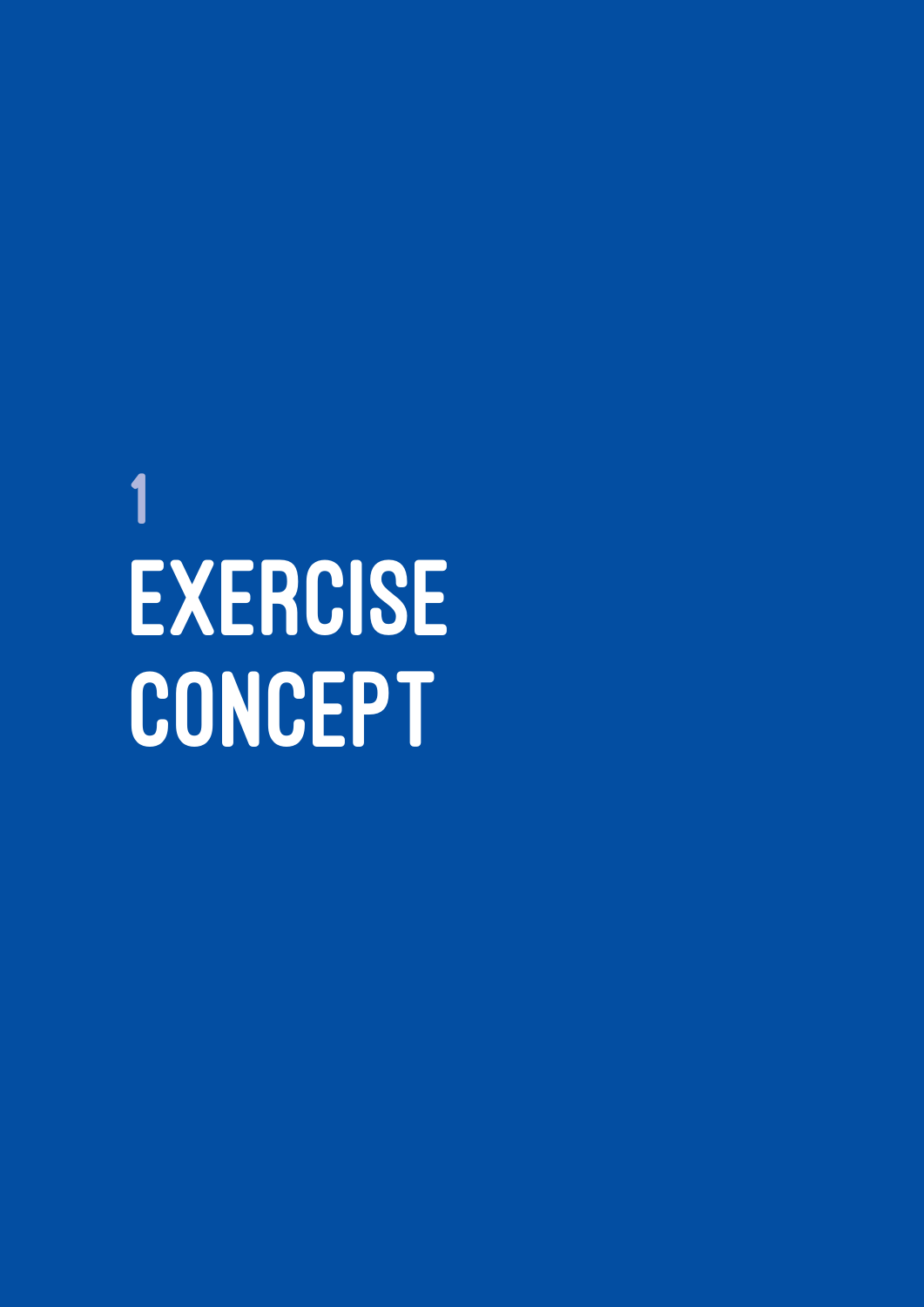# 1 EXERCISE CONCEPT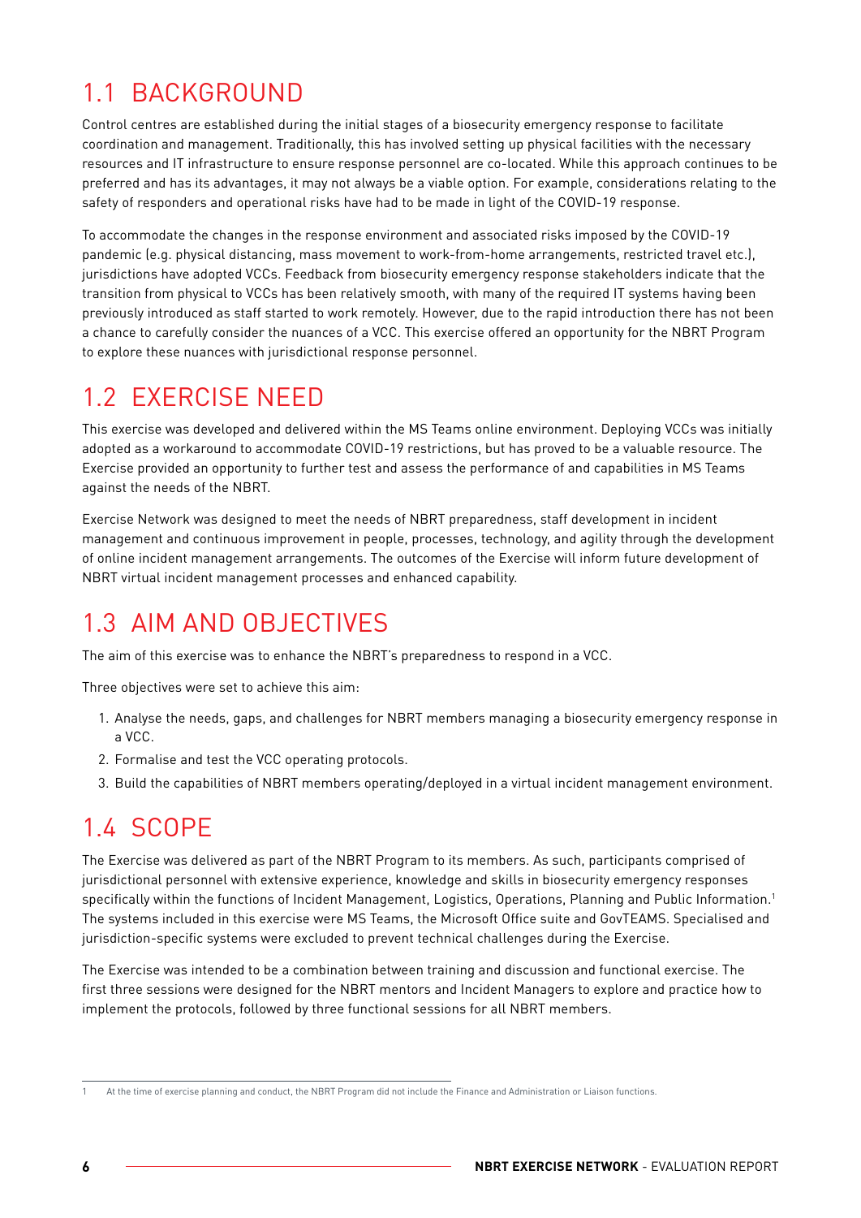## 1.1 BACKGROUND

Control centres are established during the initial stages of a biosecurity emergency response to facilitate coordination and management. Traditionally, this has involved setting up physical facilities with the necessary resources and IT infrastructure to ensure response personnel are co-located. While this approach continues to be preferred and has its advantages, it may not always be a viable option. For example, considerations relating to the safety of responders and operational risks have had to be made in light of the COVID-19 response.

To accommodate the changes in the response environment and associated risks imposed by the COVID-19 pandemic (e.g. physical distancing, mass movement to work-from-home arrangements, restricted travel etc.), jurisdictions have adopted VCCs. Feedback from biosecurity emergency response stakeholders indicate that the transition from physical to VCCs has been relatively smooth, with many of the required IT systems having been previously introduced as staff started to work remotely. However, due to the rapid introduction there has not been a chance to carefully consider the nuances of a VCC. This exercise offered an opportunity for the NBRT Program to explore these nuances with jurisdictional response personnel.

## 1.2 EXERCISE NEED

This exercise was developed and delivered within the MS Teams online environment. Deploying VCCs was initially adopted as a workaround to accommodate COVID-19 restrictions, but has proved to be a valuable resource. The Exercise provided an opportunity to further test and assess the performance of and capabilities in MS Teams against the needs of the NBRT.

Exercise Network was designed to meet the needs of NBRT preparedness, staff development in incident management and continuous improvement in people, processes, technology, and agility through the development of online incident management arrangements. The outcomes of the Exercise will inform future development of NBRT virtual incident management processes and enhanced capability.

## 1.3 AIM AND OBJECTIVES

The aim of this exercise was to enhance the NBRT's preparedness to respond in a VCC.

Three objectives were set to achieve this aim:

1. Analyse the needs, gaps, and challenges for NBRT members managing a biosecurity emergency response in a VCC.
2. Formalise and test the VCC operating protocols.
3. Build the capabilities of NBRT members operating/deployed in a virtual incident management environment.

## 1.4 SCOPE

The Exercise was delivered as part of the NBRT Program to its members. As such, participants comprised of jurisdictional personnel with extensive experience, knowledge and skills in biosecurity emergency responses specifically within the functions of Incident Management, Logistics, Operations, Planning and Public Information.[1] The systems included in this exercise were MS Teams, the Microsoft Office suite and GovTEAMS. Specialised and jurisdiction-specific systems were excluded to prevent technical challenges during the Exercise.

The Exercise was intended to be a combination between training and discussion and functional exercise. The first three sessions were designed for the NBRT mentors and Incident Managers to explore and practice how to implement the protocols, followed by three functional sessions for all NBRT members.

---

1 At the time of exercise planning and conduct, the NBRT Program did not include the Finance and Administration or Liaison functions.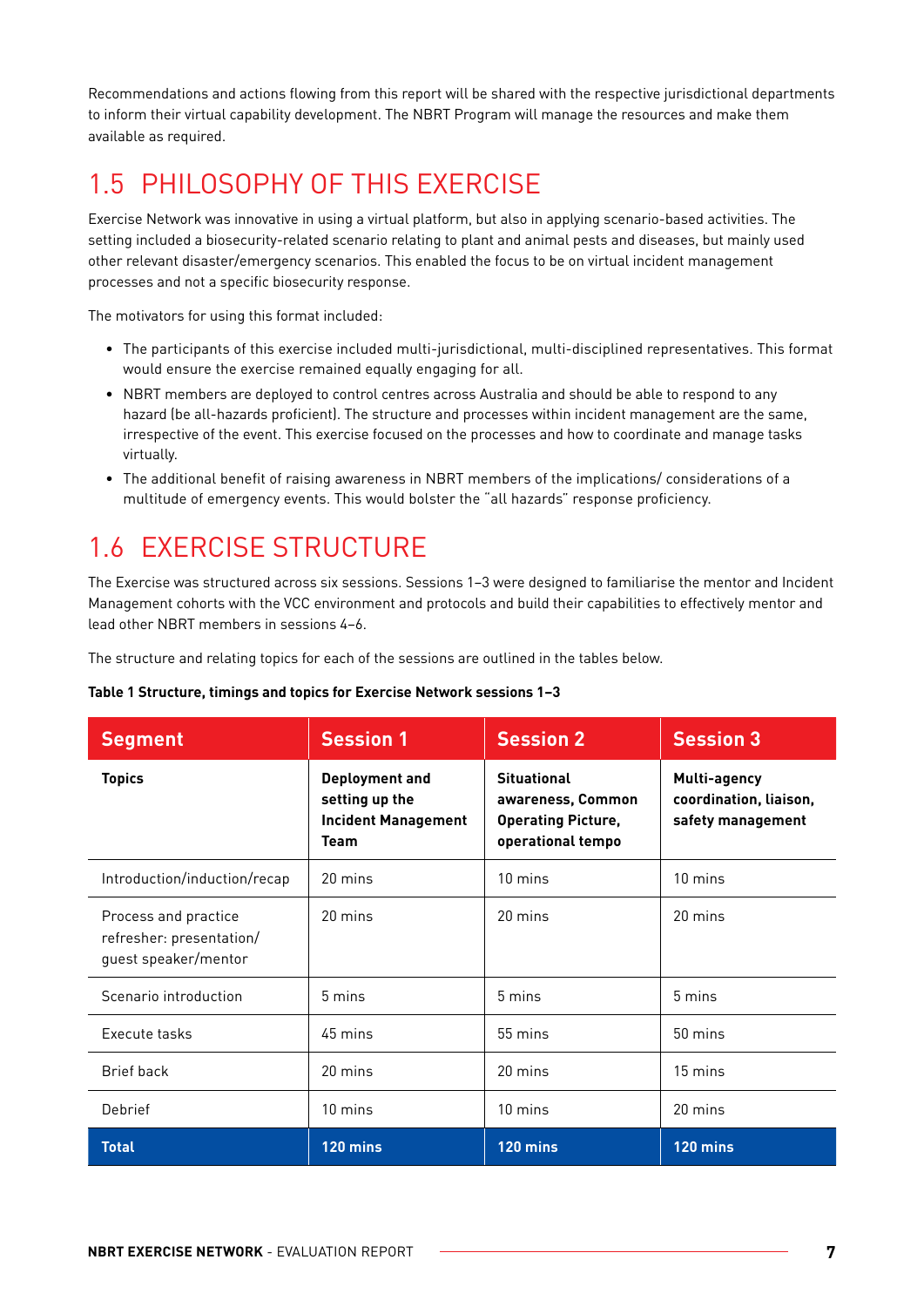Recommendations and actions flowing from this report will be shared with the respective jurisdictional departments to inform their virtual capability development. The NBRT Program will manage the resources and make them available as required.

## 1.5 PHILOSOPHY OF THIS EXERCISE

Exercise Network was innovative in using a virtual platform, but also in applying scenario-based activities. The setting included a biosecurity-related scenario relating to plant and animal pests and diseases, but mainly used other relevant disaster/emergency scenarios. This enabled the focus to be on virtual incident management processes and not a specific biosecurity response.

The motivators for using this format included:

- The participants of this exercise included multi-jurisdictional, multi-disciplined representatives. This format would ensure the exercise remained equally engaging for all.
- NBRT members are deployed to control centres across Australia and should be able to respond to any hazard (be all-hazards proficient). The structure and processes within incident management are the same, irrespective of the event. This exercise focused on the processes and how to coordinate and manage tasks virtually.
- The additional benefit of raising awareness in NBRT members of the implications/ considerations of a multitude of emergency events. This would bolster the "all hazards" response proficiency.

## 1.6 EXERCISE STRUCTURE

The Exercise was structured across six sessions. Sessions 1–3 were designed to familiarise the mentor and Incident Management cohorts with the VCC environment and protocols and build their capabilities to effectively mentor and lead other NBRT members in sessions 4–6.

The structure and relating topics for each of the sessions are outlined in the tables below.

**Table 1 Structure, timings and topics for Exercise Network sessions 1–3**

| Segment | Session 1 | Session 2 | Session 3 |
|---|---|---|---|
| **Topics** | **Deployment and setting up the Incident Management Team** | **Situational awareness, Common Operating Picture, operational tempo** | **Multi-agency coordination, liaison, safety management** |
| Introduction/induction/recap | 20 mins | 10 mins | 10 mins |
| Process and practice refresher: presentation/ guest speaker/mentor | 20 mins | 20 mins | 20 mins |
| Scenario introduction | 5 mins | 5 mins | 5 mins |
| Execute tasks | 45 mins | 55 mins | 50 mins |
| Brief back | 20 mins | 20 mins | 15 mins |
| Debrief | 10 mins | 10 mins | 20 mins |
| **Total** | **120 mins** | **120 mins** | **120 mins** |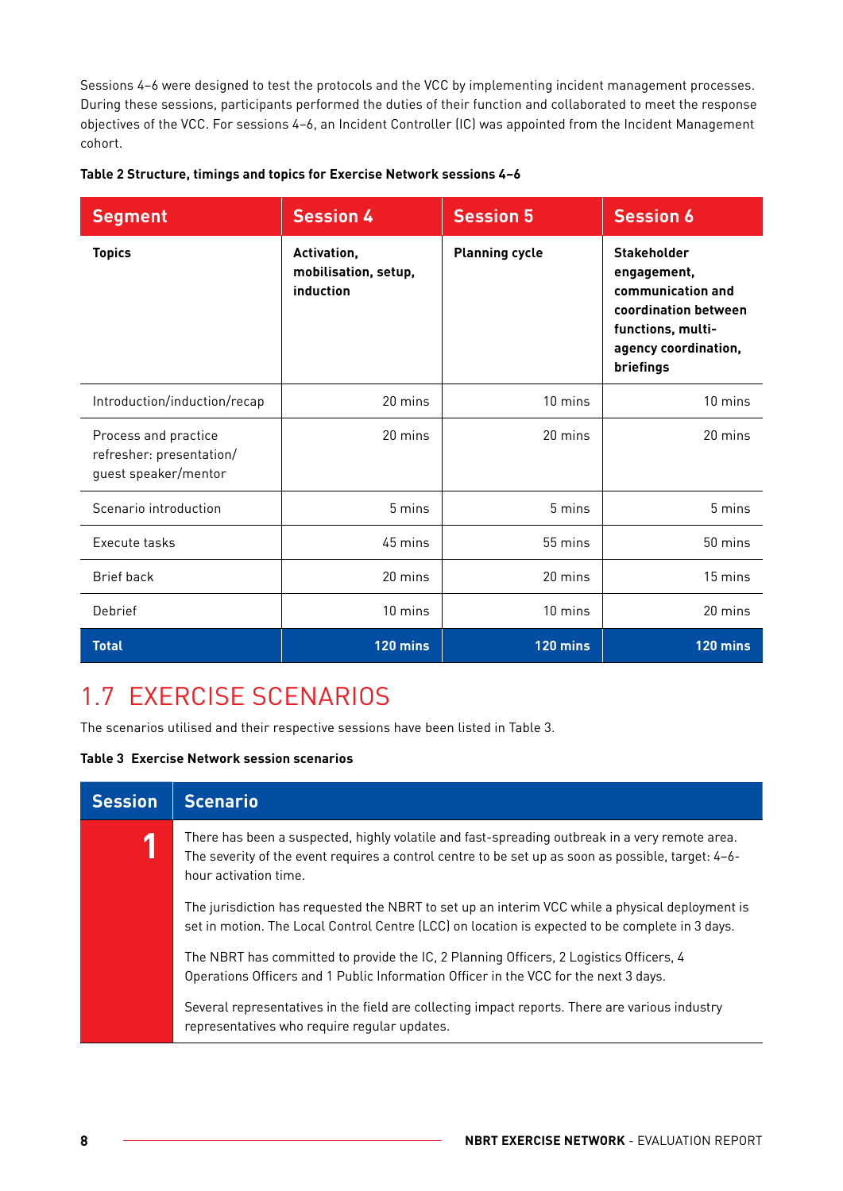Sessions 4–6 were designed to test the protocols and the VCC by implementing incident management processes. During these sessions, participants performed the duties of their function and collaborated to meet the response objectives of the VCC. For sessions 4–6, an Incident Controller (IC) was appointed from the Incident Management cohort.

**Table 2 Structure, timings and topics for Exercise Network sessions 4–6**

| Segment | Session 4 | Session 5 | Session 6 |
|---|---|---|---|
| **Topics** | **Activation, mobilisation, setup, induction** | **Planning cycle** | **Stakeholder engagement, communication and coordination between functions, multi-agency coordination, briefings** |
| Introduction/induction/recap | 20 mins | 10 mins | 10 mins |
| Process and practice refresher: presentation/ guest speaker/mentor | 20 mins | 20 mins | 20 mins |
| Scenario introduction | 5 mins | 5 mins | 5 mins |
| Execute tasks | 45 mins | 55 mins | 50 mins |
| Brief back | 20 mins | 20 mins | 15 mins |
| Debrief | 10 mins | 10 mins | 20 mins |
| **Total** | **120 mins** | **120 mins** | **120 mins** |

## 1.7 EXERCISE SCENARIOS

The scenarios utilised and their respective sessions have been listed in Table 3.

**Table 3 Exercise Network session scenarios**

| Session | Scenario |
|---|---|
| 1 | There has been a suspected, highly volatile and fast-spreading outbreak in a very remote area. The severity of the event requires a control centre to be set up as soon as possible, target: 4–6-hour activation time.<br><br>The jurisdiction has requested the NBRT to set up an interim VCC while a physical deployment is set in motion. The Local Control Centre (LCC) on location is expected to be complete in 3 days.<br><br>The NBRT has committed to provide the IC, 2 Planning Officers, 2 Logistics Officers, 4 Operations Officers and 1 Public Information Officer in the VCC for the next 3 days.<br><br>Several representatives in the field are collecting impact reports. There are various industry representatives who require regular updates. |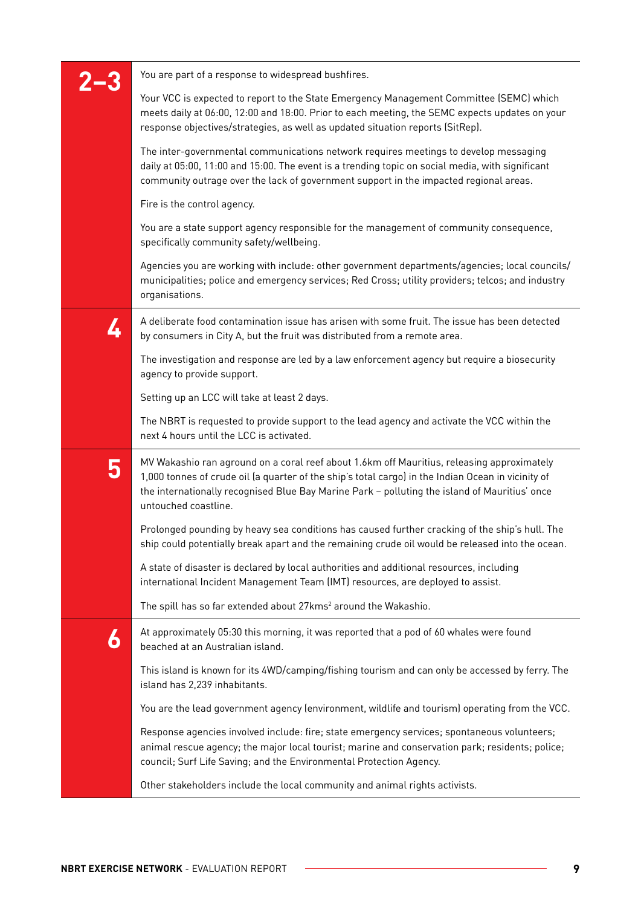| | |
|---|---|
| **2–3** | You are part of a response to widespread bushfires.<br><br>Your VCC is expected to report to the State Emergency Management Committee (SEMC) which meets daily at 06:00, 12:00 and 18:00. Prior to each meeting, the SEMC expects updates on your response objectives/strategies, as well as updated situation reports (SitRep).<br><br>The inter-governmental communications network requires meetings to develop messaging daily at 05:00, 11:00 and 15:00. The event is a trending topic on social media, with significant community outrage over the lack of government support in the impacted regional areas.<br><br>Fire is the control agency.<br><br>You are a state support agency responsible for the management of community consequence, specifically community safety/wellbeing.<br><br>Agencies you are working with include: other government departments/agencies; local councils/municipalities; police and emergency services; Red Cross; utility providers; telcos; and industry organisations. |
| **4** | A deliberate food contamination issue has arisen with some fruit. The issue has been detected by consumers in City A, but the fruit was distributed from a remote area.<br><br>The investigation and response are led by a law enforcement agency but require a biosecurity agency to provide support.<br><br>Setting up an LCC will take at least 2 days.<br><br>The NBRT is requested to provide support to the lead agency and activate the VCC within the next 4 hours until the LCC is activated. |
| **5** | MV Wakashio ran aground on a coral reef about 1.6km off Mauritius, releasing approximately 1,000 tonnes of crude oil (a quarter of the ship's total cargo) in the Indian Ocean in vicinity of the internationally recognised Blue Bay Marine Park – polluting the island of Mauritius' once untouched coastline.<br><br>Prolonged pounding by heavy sea conditions has caused further cracking of the ship's hull. The ship could potentially break apart and the remaining crude oil would be released into the ocean.<br><br>A state of disaster is declared by local authorities and additional resources, including international Incident Management Team (IMT) resources, are deployed to assist.<br><br>The spill has so far extended about 27kms$^2$ around the Wakashio. |
| **6** | At approximately 05:30 this morning, it was reported that a pod of 60 whales were found beached at an Australian island.<br><br>This island is known for its 4WD/camping/fishing tourism and can only be accessed by ferry. The island has 2,239 inhabitants.<br><br>You are the lead government agency (environment, wildlife and tourism) operating from the VCC.<br><br>Response agencies involved include: fire; state emergency services; spontaneous volunteers; animal rescue agency; the major local tourist; marine and conservation park; residents; police; council; Surf Life Saving; and the Environmental Protection Agency.<br><br>Other stakeholders include the local community and animal rights activists. |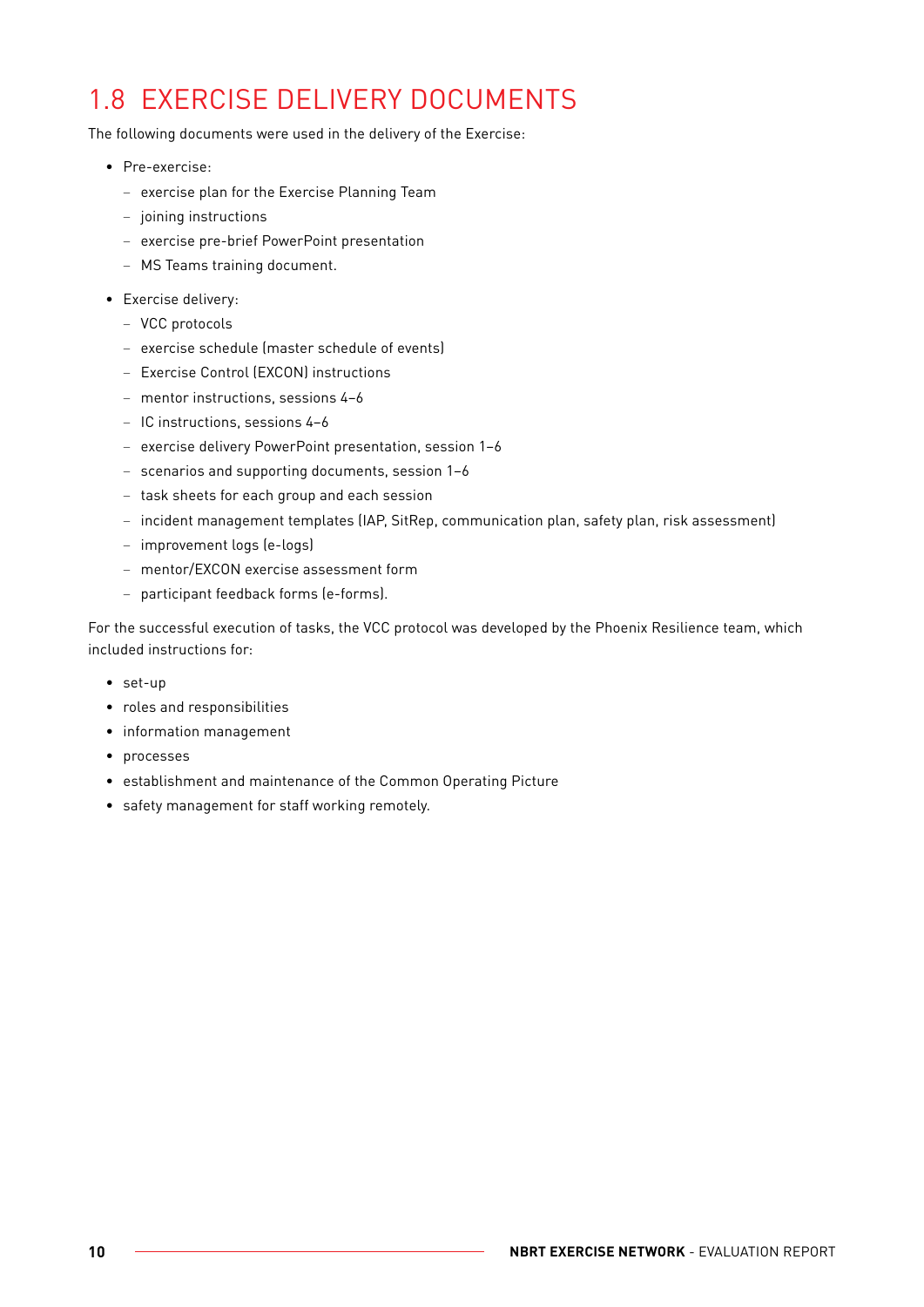## 1.8 EXERCISE DELIVERY DOCUMENTS

The following documents were used in the delivery of the Exercise:

- Pre-exercise:
  - exercise plan for the Exercise Planning Team
  - joining instructions
  - exercise pre-brief PowerPoint presentation
  - MS Teams training document.
- Exercise delivery:
  - VCC protocols
  - exercise schedule (master schedule of events)
  - Exercise Control (EXCON) instructions
  - mentor instructions, sessions 4–6
  - IC instructions, sessions 4–6
  - exercise delivery PowerPoint presentation, session 1–6
  - scenarios and supporting documents, session 1–6
  - task sheets for each group and each session
  - incident management templates (IAP, SitRep, communication plan, safety plan, risk assessment)
  - improvement logs (e-logs)
  - mentor/EXCON exercise assessment form
  - participant feedback forms (e-forms).

For the successful execution of tasks, the VCC protocol was developed by the Phoenix Resilience team, which included instructions for:

- set-up
- roles and responsibilities
- information management
- processes
- establishment and maintenance of the Common Operating Picture
- safety management for staff working remotely.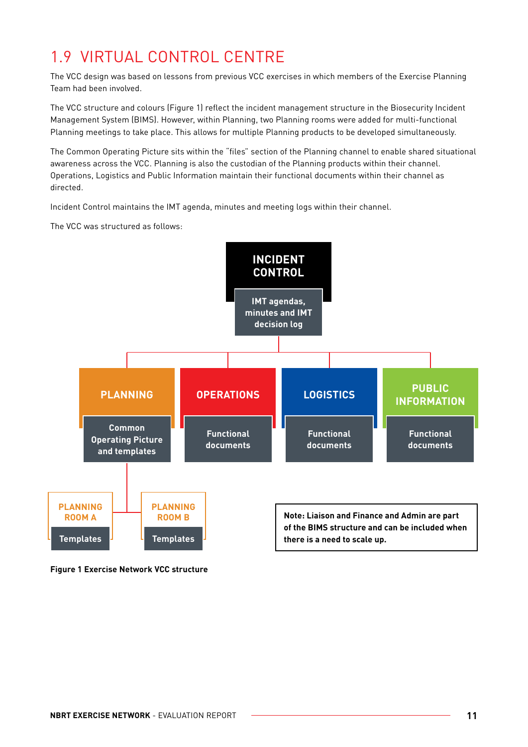## 1.9 VIRTUAL CONTROL CENTRE

The VCC design was based on lessons from previous VCC exercises in which members of the Exercise Planning Team had been involved.

The VCC structure and colours (Figure 1) reflect the incident management structure in the Biosecurity Incident Management System (BIMS). However, within Planning, two Planning rooms were added for multi-functional Planning meetings to take place. This allows for multiple Planning products to be developed simultaneously.

The Common Operating Picture sits within the "files" section of the Planning channel to enable shared situational awareness across the VCC. Planning is also the custodian of the Planning products within their channel. Operations, Logistics and Public Information maintain their functional documents within their channel as directed.

Incident Control maintains the IMT agenda, minutes and meeting logs within their channel.

The VCC was structured as follows:

- **INCIDENT CONTROL** — IMT agendas, minutes and IMT decision log
  - **PLANNING** — Common Operating Picture and templates
    - **PLANNING ROOM A** — Templates
    - **PLANNING ROOM B** — Templates
  - **OPERATIONS** — Functional documents
  - **LOGISTICS** — Functional documents
  - **PUBLIC INFORMATION** — Functional documents

**Note: Liaison and Finance and Admin are part of the BIMS structure and can be included when there is a need to scale up.**

**Figure 1 Exercise Network VCC structure**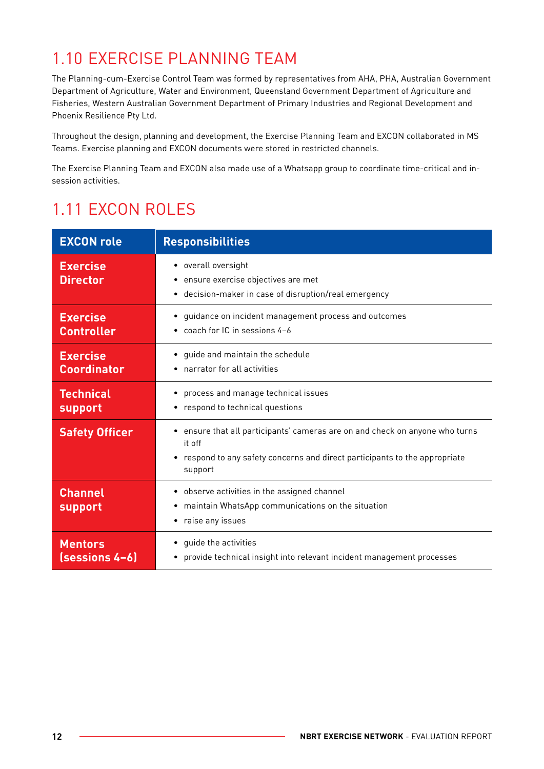## 1.10 EXERCISE PLANNING TEAM

The Planning-cum-Exercise Control Team was formed by representatives from AHA, PHA, Australian Government Department of Agriculture, Water and Environment, Queensland Government Department of Agriculture and Fisheries, Western Australian Government Department of Primary Industries and Regional Development and Phoenix Resilience Pty Ltd.

Throughout the design, planning and development, the Exercise Planning Team and EXCON collaborated in MS Teams. Exercise planning and EXCON documents were stored in restricted channels.

The Exercise Planning Team and EXCON also made use of a Whatsapp group to coordinate time-critical and in-session activities.

## 1.11 EXCON ROLES

| EXCON role | Responsibilities |
|---|---|
| **Exercise Director** | • overall oversight<br>• ensure exercise objectives are met<br>• decision-maker in case of disruption/real emergency |
| **Exercise Controller** | • guidance on incident management process and outcomes<br>• coach for IC in sessions 4–6 |
| **Exercise Coordinator** | • guide and maintain the schedule<br>• narrator for all activities |
| **Technical support** | • process and manage technical issues<br>• respond to technical questions |
| **Safety Officer** | • ensure that all participants' cameras are on and check on anyone who turns it off<br>• respond to any safety concerns and direct participants to the appropriate support |
| **Channel support** | • observe activities in the assigned channel<br>• maintain WhatsApp communications on the situation<br>• raise any issues |
| **Mentors (sessions 4–6)** | • guide the activities<br>• provide technical insight into relevant incident management processes |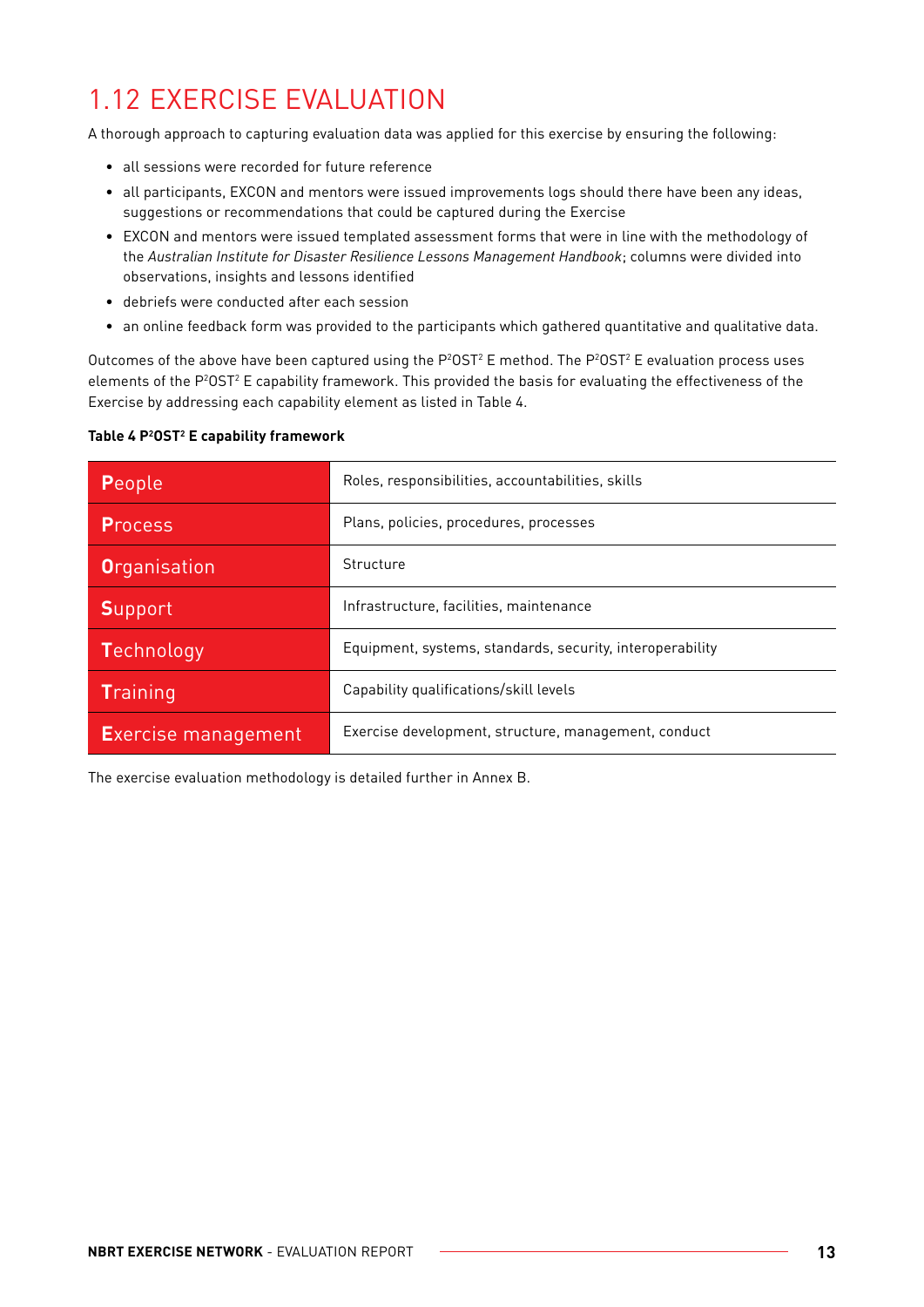# 1.12 EXERCISE EVALUATION

A thorough approach to capturing evaluation data was applied for this exercise by ensuring the following:

- all sessions were recorded for future reference
- all participants, EXCON and mentors were issued improvements logs should there have been any ideas, suggestions or recommendations that could be captured during the Exercise
- EXCON and mentors were issued templated assessment forms that were in line with the methodology of the *Australian Institute for Disaster Resilience Lessons Management Handbook*; columns were divided into observations, insights and lessons identified
- debriefs were conducted after each session
- an online feedback form was provided to the participants which gathered quantitative and qualitative data.

Outcomes of the above have been captured using the $P^2OST^2$ E method. The $P^2OST^2$ E evaluation process uses elements of the $P^2OST^2$ E capability framework. This provided the basis for evaluating the effectiveness of the Exercise by addressing each capability element as listed in Table 4.

**Table 4 $P^2OST^2$ E capability framework**

| Element | Description |
|---|---|
| **P**eople | Roles, responsibilities, accountabilities, skills |
| **P**rocess | Plans, policies, procedures, processes |
| **O**rganisation | Structure |
| **S**upport | Infrastructure, facilities, maintenance |
| **T**echnology | Equipment, systems, standards, security, interoperability |
| **T**raining | Capability qualifications/skill levels |
| **E**xercise management | Exercise development, structure, management, conduct |

The exercise evaluation methodology is detailed further in Annex B.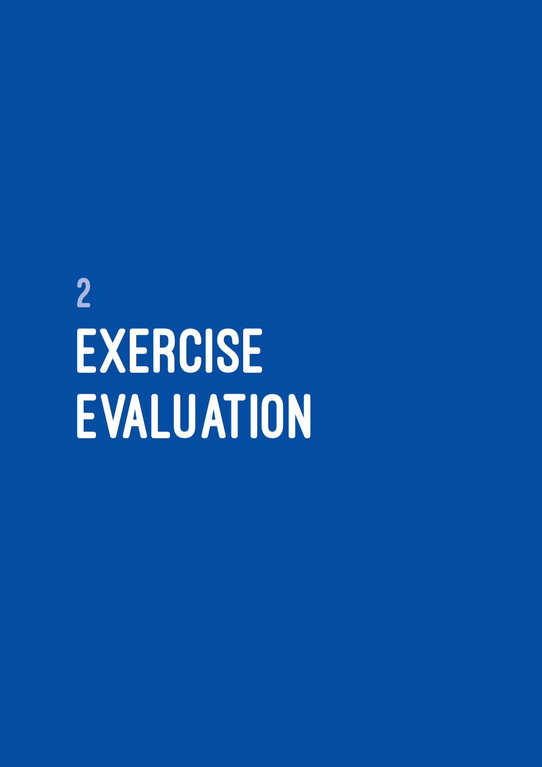# 2 EXERCISE EVALUATION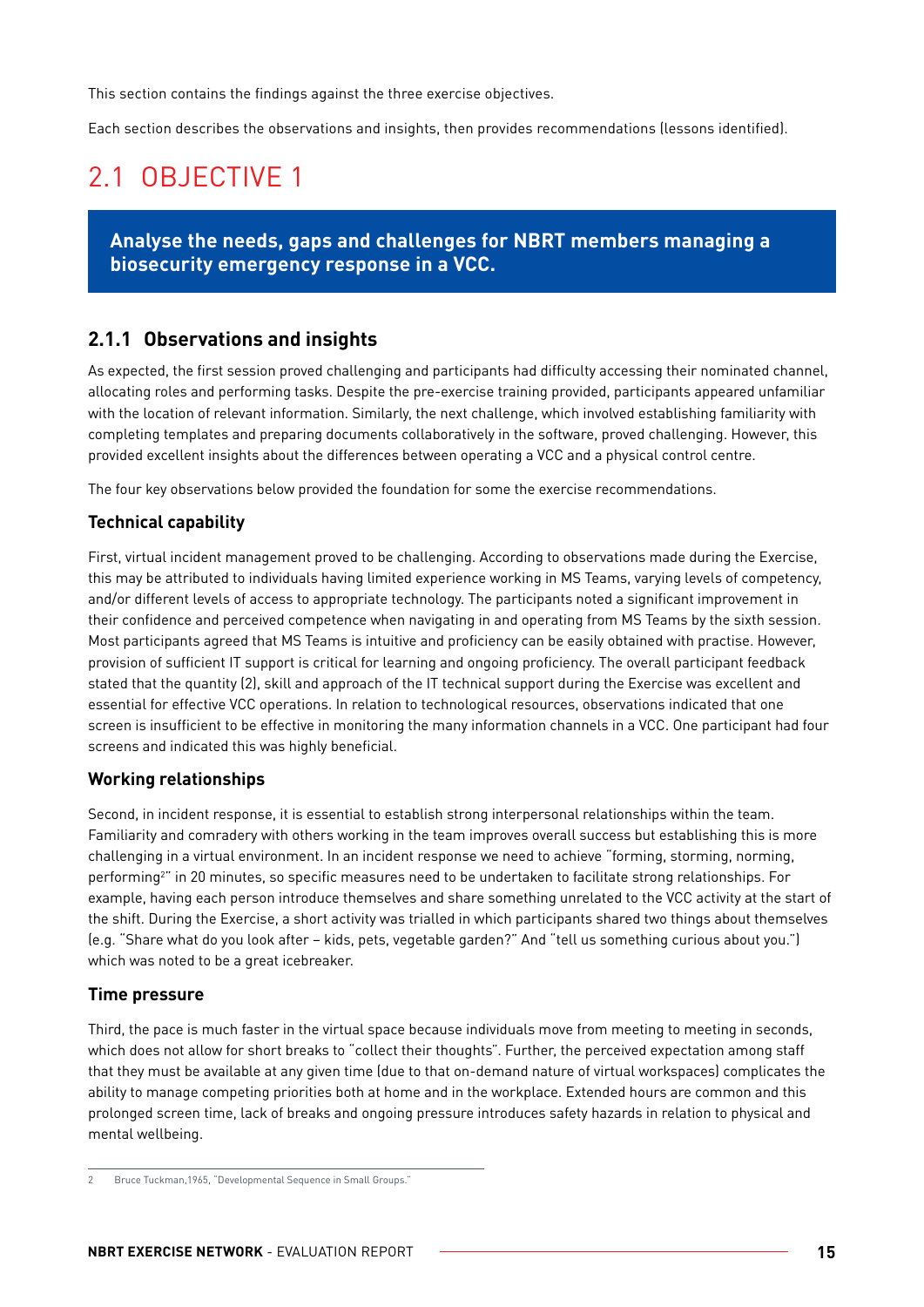This section contains the findings against the three exercise objectives.

Each section describes the observations and insights, then provides recommendations (lessons identified).

## 2.1 OBJECTIVE 1

**Analyse the needs, gaps and challenges for NBRT members managing a biosecurity emergency response in a VCC.**

### 2.1.1 Observations and insights

As expected, the first session proved challenging and participants had difficulty accessing their nominated channel, allocating roles and performing tasks. Despite the pre-exercise training provided, participants appeared unfamiliar with the location of relevant information. Similarly, the next challenge, which involved establishing familiarity with completing templates and preparing documents collaboratively in the software, proved challenging. However, this provided excellent insights about the differences between operating a VCC and a physical control centre.

The four key observations below provided the foundation for some the exercise recommendations.

#### Technical capability

First, virtual incident management proved to be challenging. According to observations made during the Exercise, this may be attributed to individuals having limited experience working in MS Teams, varying levels of competency, and/or different levels of access to appropriate technology. The participants noted a significant improvement in their confidence and perceived competence when navigating in and operating from MS Teams by the sixth session. Most participants agreed that MS Teams is intuitive and proficiency can be easily obtained with practise. However, provision of sufficient IT support is critical for learning and ongoing proficiency. The overall participant feedback stated that the quantity (2), skill and approach of the IT technical support during the Exercise was excellent and essential for effective VCC operations. In relation to technological resources, observations indicated that one screen is insufficient to be effective in monitoring the many information channels in a VCC. One participant had four screens and indicated this was highly beneficial.

#### Working relationships

Second, in incident response, it is essential to establish strong interpersonal relationships within the team. Familiarity and comradery with others working in the team improves overall success but establishing this is more challenging in a virtual environment. In an incident response we need to achieve "forming, storming, norming, performing[2]" in 20 minutes, so specific measures need to be undertaken to facilitate strong relationships. For example, having each person introduce themselves and share something unrelated to the VCC activity at the start of the shift. During the Exercise, a short activity was trialled in which participants shared two things about themselves (e.g. "Share what do you look after – kids, pets, vegetable garden?" And "tell us something curious about you.") which was noted to be a great icebreaker.

#### Time pressure

Third, the pace is much faster in the virtual space because individuals move from meeting to meeting in seconds, which does not allow for short breaks to "collect their thoughts". Further, the perceived expectation among staff that they must be available at any given time (due to that on-demand nature of virtual workspaces) complicates the ability to manage competing priorities both at home and in the workplace. Extended hours are common and this prolonged screen time, lack of breaks and ongoing pressure introduces safety hazards in relation to physical and mental wellbeing.

---

2 Bruce Tuckman,1965, "Developmental Sequence in Small Groups."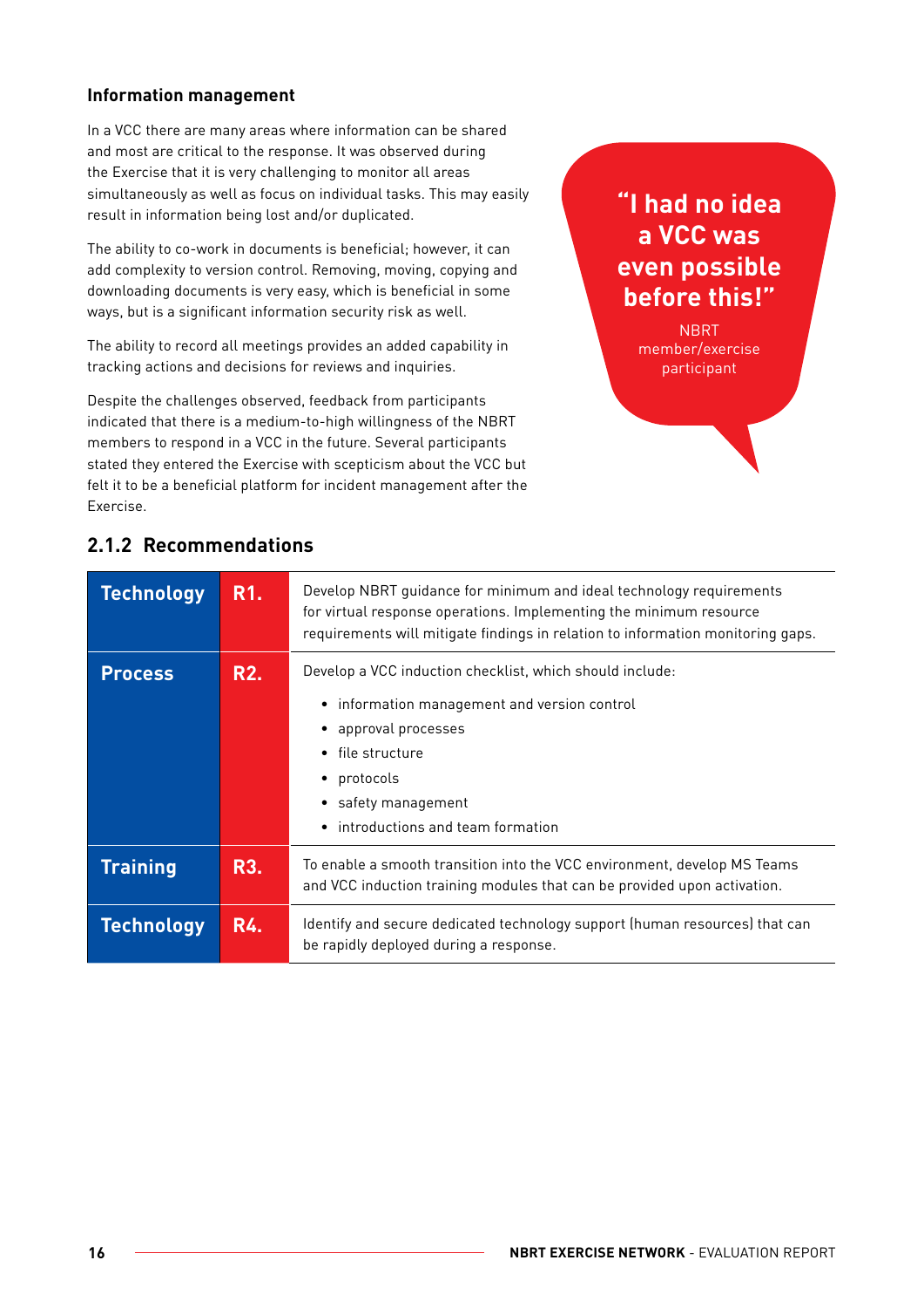### Information management

In a VCC there are many areas where information can be shared and most are critical to the response. It was observed during the Exercise that it is very challenging to monitor all areas simultaneously as well as focus on individual tasks. This may easily result in information being lost and/or duplicated.

The ability to co-work in documents is beneficial; however, it can add complexity to version control. Removing, moving, copying and downloading documents is very easy, which is beneficial in some ways, but is a significant information security risk as well.

The ability to record all meetings provides an added capability in tracking actions and decisions for reviews and inquiries.

Despite the challenges observed, feedback from participants indicated that there is a medium-to-high willingness of the NBRT members to respond in a VCC in the future. Several participants stated they entered the Exercise with scepticism about the VCC but felt it to be a beneficial platform for incident management after the Exercise.

> **"I had no idea a VCC was even possible before this!"**
>
> NBRT member/exercise participant

## 2.1.2 Recommendations

| | | |
|---|---|---|
| **Technology** | **R1.** | Develop NBRT guidance for minimum and ideal technology requirements for virtual response operations. Implementing the minimum resource requirements will mitigate findings in relation to information monitoring gaps. |
| **Process** | **R2.** | Develop a VCC induction checklist, which should include:<br>• information management and version control<br>• approval processes<br>• file structure<br>• protocols<br>• safety management<br>• introductions and team formation |
| **Training** | **R3.** | To enable a smooth transition into the VCC environment, develop MS Teams and VCC induction training modules that can be provided upon activation. |
| **Technology** | **R4.** | Identify and secure dedicated technology support (human resources) that can be rapidly deployed during a response. |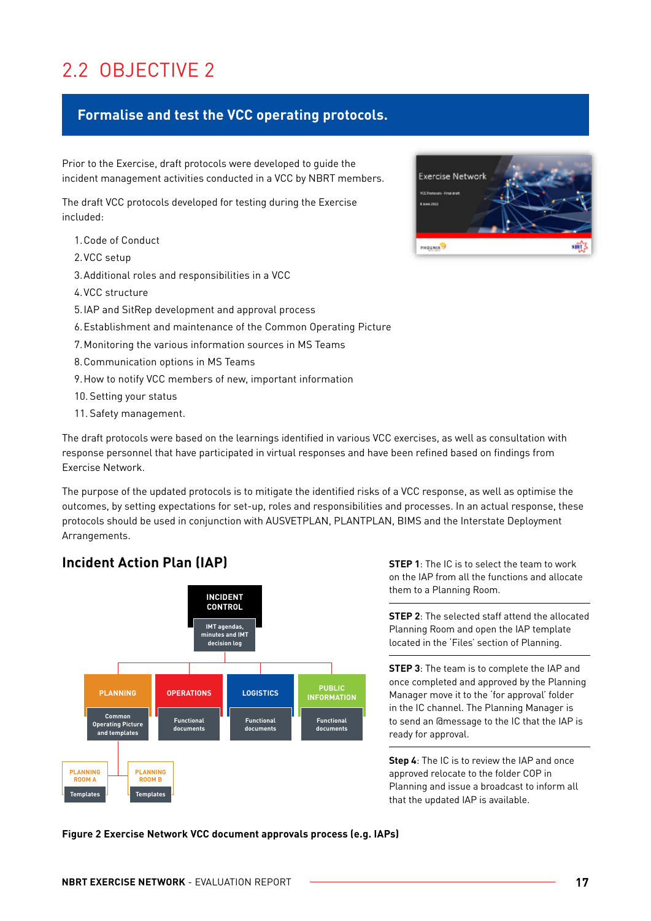## 2.2 OBJECTIVE 2

**Formalise and test the VCC operating protocols.**

Prior to the Exercise, draft protocols were developed to guide the incident management activities conducted in a VCC by NBRT members.

The draft VCC protocols developed for testing during the Exercise included:

1. Code of Conduct
2. VCC setup
3. Additional roles and responsibilities in a VCC
4. VCC structure
5. IAP and SitRep development and approval process
6. Establishment and maintenance of the Common Operating Picture
7. Monitoring the various information sources in MS Teams
8. Communication options in MS Teams
9. How to notify VCC members of new, important information
10. Setting your status
11. Safety management.

The draft protocols were based on the learnings identified in various VCC exercises, as well as consultation with response personnel that have participated in virtual responses and have been refined based on findings from Exercise Network.

The purpose of the updated protocols is to mitigate the identified risks of a VCC response, as well as optimise the outcomes, by setting expectations for set-up, roles and responsibilities and processes. In an actual response, these protocols should be used in conjunction with AUSVETPLAN, PLANTPLAN, BIMS and the Interstate Deployment Arrangements.

### Incident Action Plan (IAP)

INCIDENT CONTROL — IMT agendas, minutes and IMT decision log

PLANNING — Common Operating Picture and templates
- PLANNING ROOM A — Templates
- PLANNING ROOM B — Templates

OPERATIONS — Functional documents

LOGISTICS — Functional documents

PUBLIC INFORMATION — Functional documents

**STEP 1**: The IC is to select the team to work on the IAP from all the functions and allocate them to a Planning Room.

**STEP 2**: The selected staff attend the allocated Planning Room and open the IAP template located in the 'Files' section of Planning.

**STEP 3**: The team is to complete the IAP and once completed and approved by the Planning Manager move it to the 'for approval' folder in the IC channel. The Planning Manager is to send an @message to the IC that the IAP is ready for approval.

**Step 4**: The IC is to review the IAP and once approved relocate to the folder COP in Planning and issue a broadcast to inform all that the updated IAP is available.

**Figure 2 Exercise Network VCC document approvals process (e.g. IAPs)**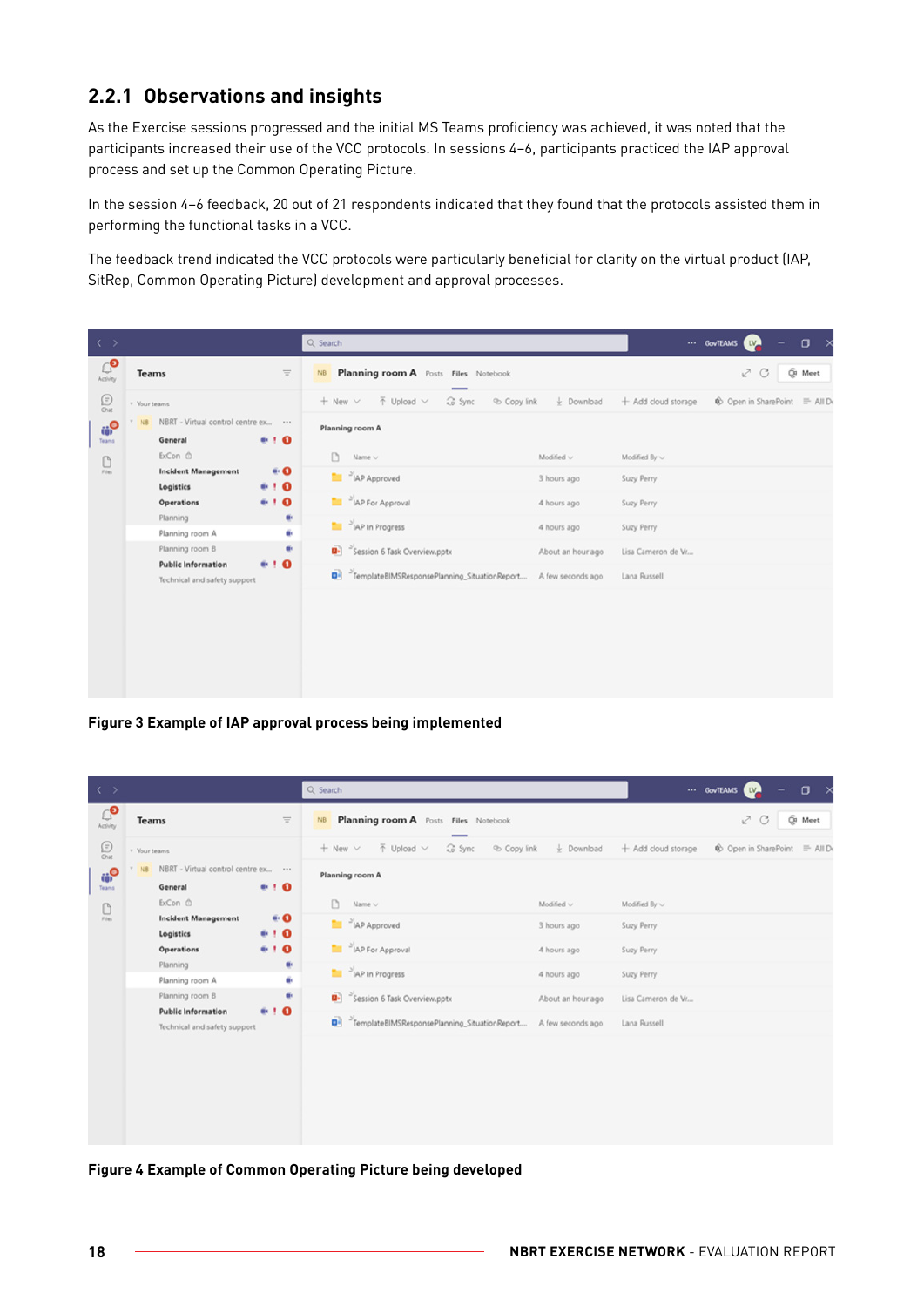### 2.2.1 Observations and insights

As the Exercise sessions progressed and the initial MS Teams proficiency was achieved, it was noted that the participants increased their use of the VCC protocols. In sessions 4–6, participants practiced the IAP approval process and set up the Common Operating Picture.

In the session 4–6 feedback, 20 out of 21 respondents indicated that they found that the protocols assisted them in performing the functional tasks in a VCC.

The feedback trend indicated the VCC protocols were particularly beneficial for clarity on the virtual product (IAP, SitRep, Common Operating Picture) development and approval processes.

**Figure 3 Example of IAP approval process being implemented**

**Figure 4 Example of Common Operating Picture being developed**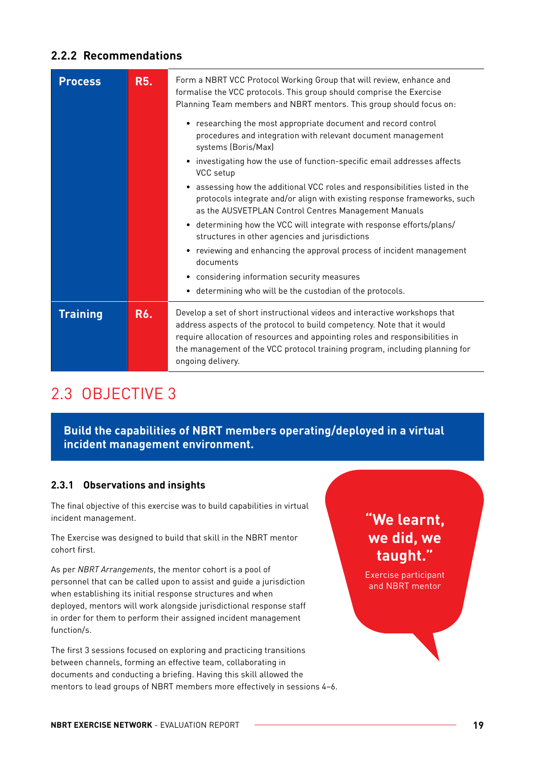### 2.2.2 Recommendations

| | | |
|---|---|---|
| **Process** | **R5.** | Form a NBRT VCC Protocol Working Group that will review, enhance and formalise the VCC protocols. This group should comprise the Exercise Planning Team members and NBRT mentors. This group should focus on:<br>• researching the most appropriate document and record control procedures and integration with relevant document management systems (Boris/Max)<br>• investigating how the use of function-specific email addresses affects VCC setup<br>• assessing how the additional VCC roles and responsibilities listed in the protocols integrate and/or align with existing response frameworks, such as the AUSVETPLAN Control Centres Management Manuals<br>• determining how the VCC will integrate with response efforts/plans/structures in other agencies and jurisdictions<br>• reviewing and enhancing the approval process of incident management documents<br>• considering information security measures<br>• determining who will be the custodian of the protocols. |
| **Training** | **R6.** | Develop a set of short instructional videos and interactive workshops that address aspects of the protocol to build competency. Note that it would require allocation of resources and appointing roles and responsibilities in the management of the VCC protocol training program, including planning for ongoing delivery. |

## 2.3 OBJECTIVE 3

**Build the capabilities of NBRT members operating/deployed in a virtual incident management environment.**

### 2.3.1 Observations and insights

The final objective of this exercise was to build capabilities in virtual incident management.

The Exercise was designed to build that skill in the NBRT mentor cohort first.

As per *NBRT Arrangements*, the mentor cohort is a pool of personnel that can be called upon to assist and guide a jurisdiction when establishing its initial response structures and when deployed, mentors will work alongside jurisdictional response staff in order for them to perform their assigned incident management function/s.

The first 3 sessions focused on exploring and practicing transitions between channels, forming an effective team, collaborating in documents and conducting a briefing. Having this skill allowed the mentors to lead groups of NBRT members more effectively in sessions 4–6.

> **"We learnt, we did, we taught."**
>
> Exercise participant and NBRT mentor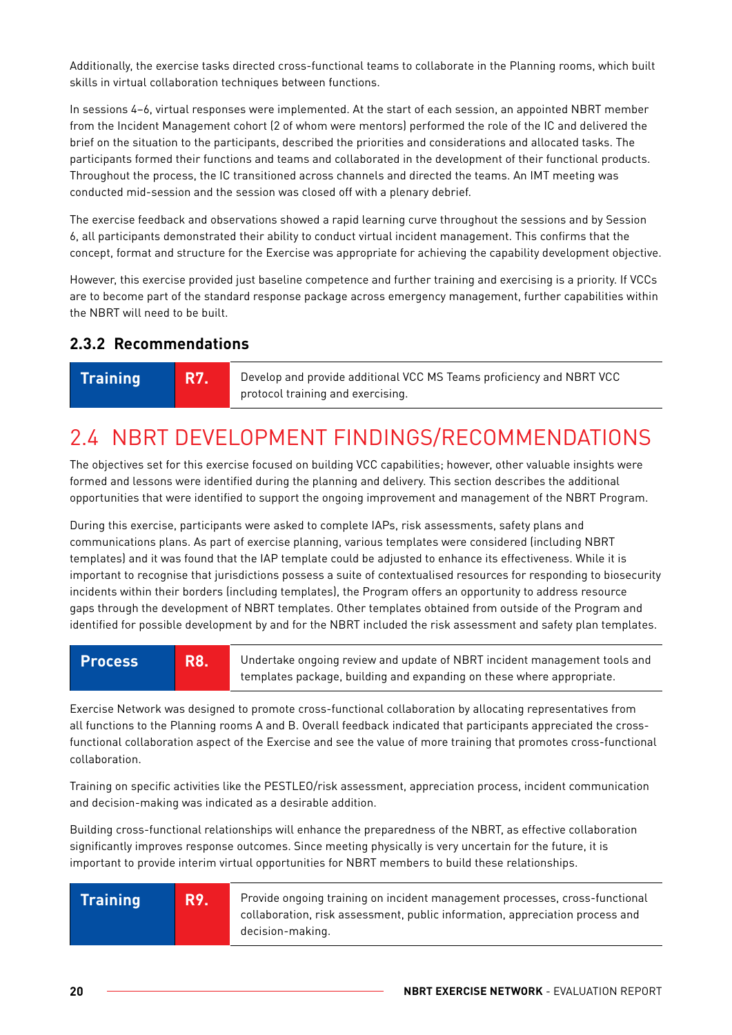Additionally, the exercise tasks directed cross-functional teams to collaborate in the Planning rooms, which built skills in virtual collaboration techniques between functions.

In sessions 4–6, virtual responses were implemented. At the start of each session, an appointed NBRT member from the Incident Management cohort (2 of whom were mentors) performed the role of the IC and delivered the brief on the situation to the participants, described the priorities and considerations and allocated tasks. The participants formed their functions and teams and collaborated in the development of their functional products. Throughout the process, the IC transitioned across channels and directed the teams. An IMT meeting was conducted mid-session and the session was closed off with a plenary debrief.

The exercise feedback and observations showed a rapid learning curve throughout the sessions and by Session 6, all participants demonstrated their ability to conduct virtual incident management. This confirms that the concept, format and structure for the Exercise was appropriate for achieving the capability development objective.

However, this exercise provided just baseline competence and further training and exercising is a priority. If VCCs are to become part of the standard response package across emergency management, further capabilities within the NBRT will need to be built.

### 2.3.2 Recommendations

| Training | R7. | Develop and provide additional VCC MS Teams proficiency and NBRT VCC protocol training and exercising. |
|---|---|---|

## 2.4 NBRT DEVELOPMENT FINDINGS/RECOMMENDATIONS

The objectives set for this exercise focused on building VCC capabilities; however, other valuable insights were formed and lessons were identified during the planning and delivery. This section describes the additional opportunities that were identified to support the ongoing improvement and management of the NBRT Program.

During this exercise, participants were asked to complete IAPs, risk assessments, safety plans and communications plans. As part of exercise planning, various templates were considered (including NBRT templates) and it was found that the IAP template could be adjusted to enhance its effectiveness. While it is important to recognise that jurisdictions possess a suite of contextualised resources for responding to biosecurity incidents within their borders (including templates), the Program offers an opportunity to address resource gaps through the development of NBRT templates. Other templates obtained from outside of the Program and identified for possible development by and for the NBRT included the risk assessment and safety plan templates.

| Process | R8. | Undertake ongoing review and update of NBRT incident management tools and templates package, building and expanding on these where appropriate. |
|---|---|---|

Exercise Network was designed to promote cross-functional collaboration by allocating representatives from all functions to the Planning rooms A and B. Overall feedback indicated that participants appreciated the cross-functional collaboration aspect of the Exercise and see the value of more training that promotes cross-functional collaboration.

Training on specific activities like the PESTLEO/risk assessment, appreciation process, incident communication and decision-making was indicated as a desirable addition.

Building cross-functional relationships will enhance the preparedness of the NBRT, as effective collaboration significantly improves response outcomes. Since meeting physically is very uncertain for the future, it is important to provide interim virtual opportunities for NBRT members to build these relationships.

| Training | R9. | Provide ongoing training on incident management processes, cross-functional collaboration, risk assessment, public information, appreciation process and decision-making. |
|---|---|---|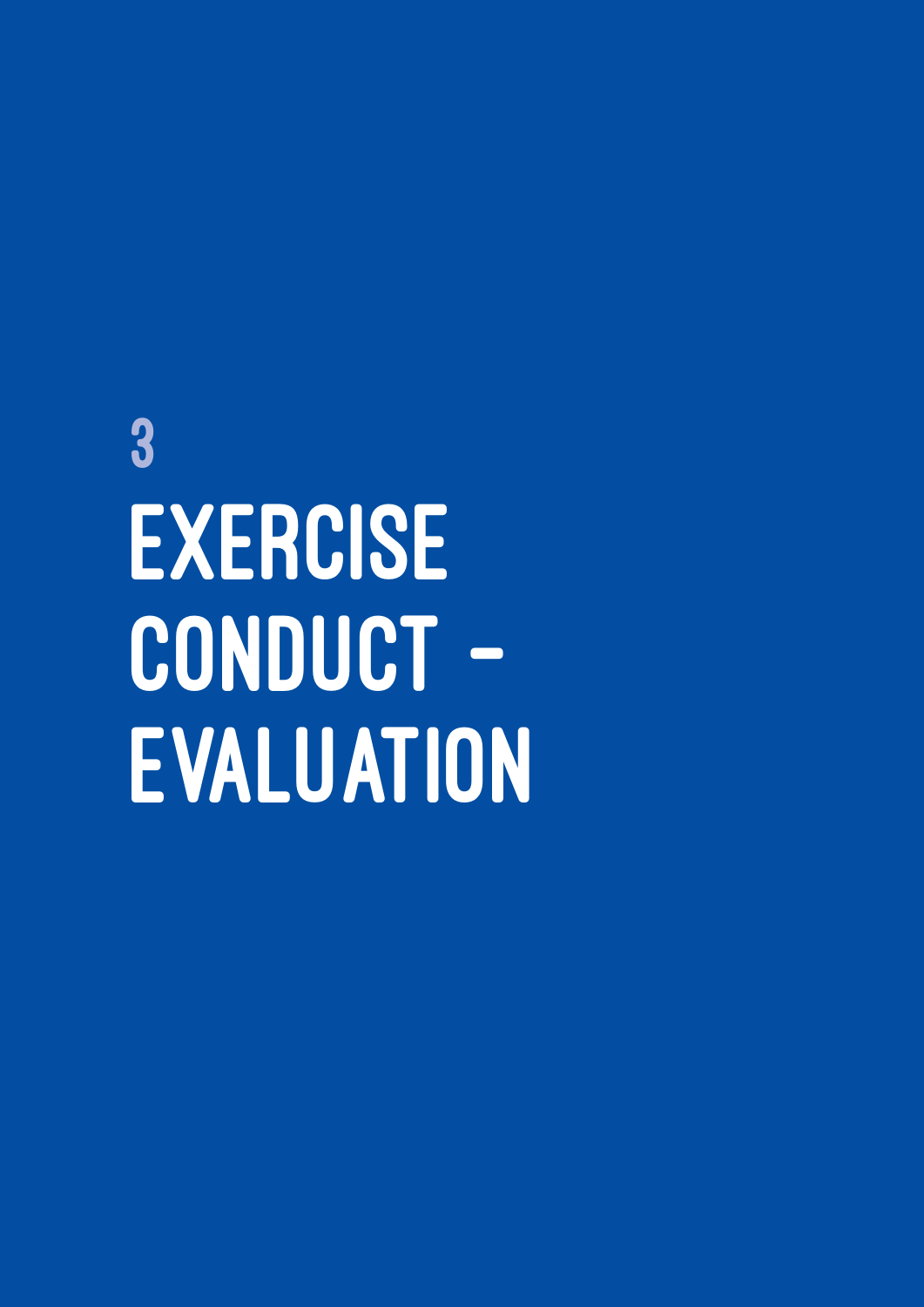# 3 EXERCISE CONDUCT - EVALUATION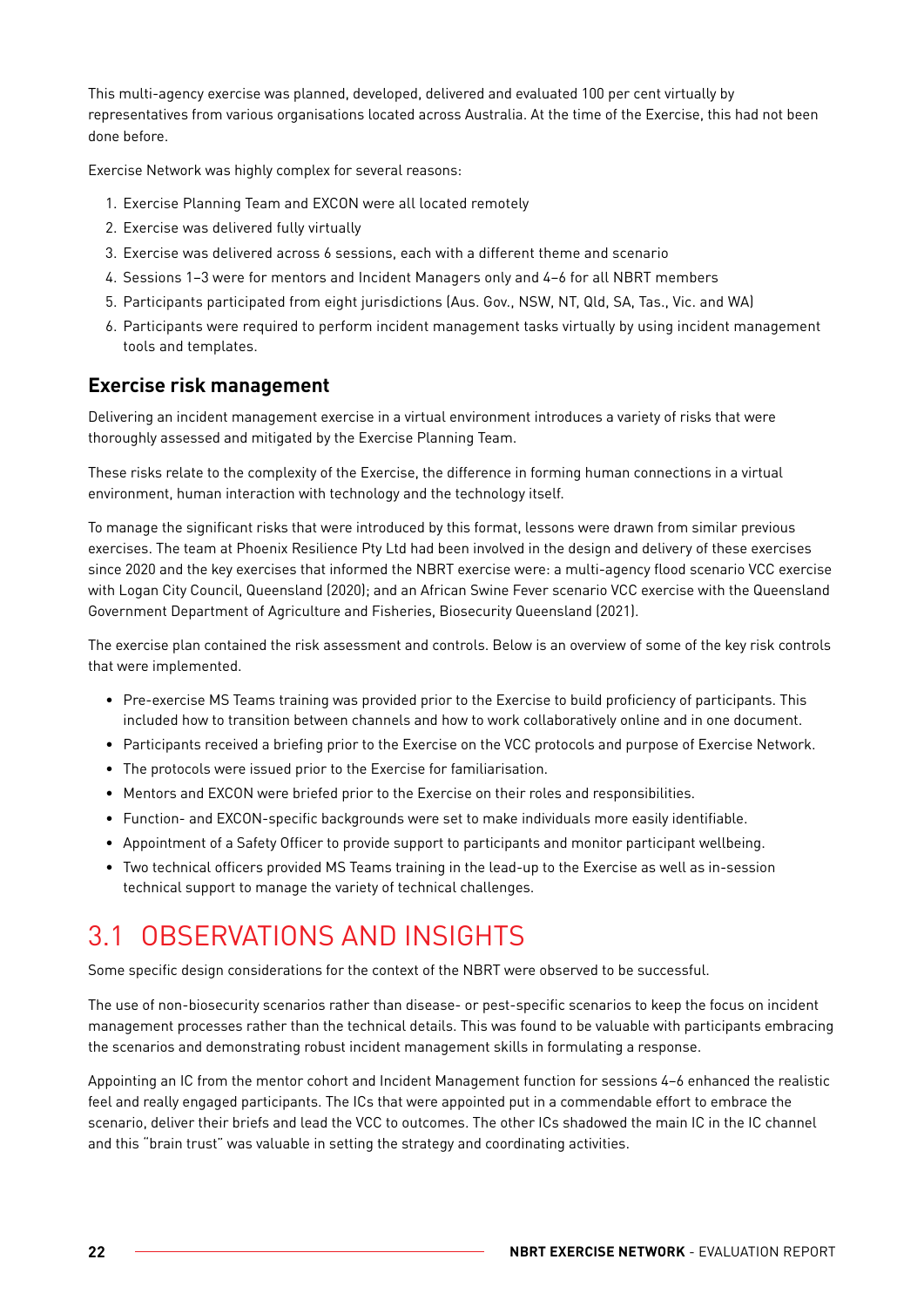This multi-agency exercise was planned, developed, delivered and evaluated 100 per cent virtually by representatives from various organisations located across Australia. At the time of the Exercise, this had not been done before.

Exercise Network was highly complex for several reasons:

1. Exercise Planning Team and EXCON were all located remotely
2. Exercise was delivered fully virtually
3. Exercise was delivered across 6 sessions, each with a different theme and scenario
4. Sessions 1–3 were for mentors and Incident Managers only and 4–6 for all NBRT members
5. Participants participated from eight jurisdictions (Aus. Gov., NSW, NT, Qld, SA, Tas., Vic. and WA)
6. Participants were required to perform incident management tasks virtually by using incident management tools and templates.

### Exercise risk management

Delivering an incident management exercise in a virtual environment introduces a variety of risks that were thoroughly assessed and mitigated by the Exercise Planning Team.

These risks relate to the complexity of the Exercise, the difference in forming human connections in a virtual environment, human interaction with technology and the technology itself.

To manage the significant risks that were introduced by this format, lessons were drawn from similar previous exercises. The team at Phoenix Resilience Pty Ltd had been involved in the design and delivery of these exercises since 2020 and the key exercises that informed the NBRT exercise were: a multi-agency flood scenario VCC exercise with Logan City Council, Queensland (2020); and an African Swine Fever scenario VCC exercise with the Queensland Government Department of Agriculture and Fisheries, Biosecurity Queensland (2021).

The exercise plan contained the risk assessment and controls. Below is an overview of some of the key risk controls that were implemented.

- Pre-exercise MS Teams training was provided prior to the Exercise to build proficiency of participants. This included how to transition between channels and how to work collaboratively online and in one document.
- Participants received a briefing prior to the Exercise on the VCC protocols and purpose of Exercise Network.
- The protocols were issued prior to the Exercise for familiarisation.
- Mentors and EXCON were briefed prior to the Exercise on their roles and responsibilities.
- Function- and EXCON-specific backgrounds were set to make individuals more easily identifiable.
- Appointment of a Safety Officer to provide support to participants and monitor participant wellbeing.
- Two technical officers provided MS Teams training in the lead-up to the Exercise as well as in-session technical support to manage the variety of technical challenges.

## 3.1 OBSERVATIONS AND INSIGHTS

Some specific design considerations for the context of the NBRT were observed to be successful.

The use of non-biosecurity scenarios rather than disease- or pest-specific scenarios to keep the focus on incident management processes rather than the technical details. This was found to be valuable with participants embracing the scenarios and demonstrating robust incident management skills in formulating a response.

Appointing an IC from the mentor cohort and Incident Management function for sessions 4–6 enhanced the realistic feel and really engaged participants. The ICs that were appointed put in a commendable effort to embrace the scenario, deliver their briefs and lead the VCC to outcomes. The other ICs shadowed the main IC in the IC channel and this "brain trust" was valuable in setting the strategy and coordinating activities.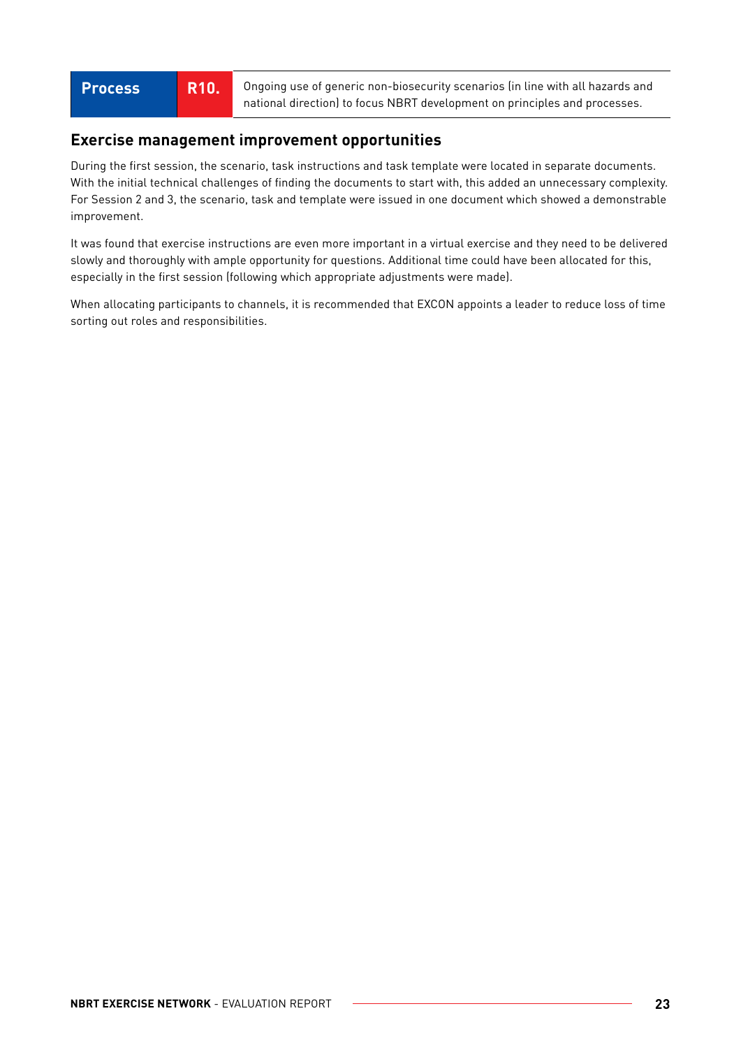| Process | R10. | Ongoing use of generic non-biosecurity scenarios (in line with all hazards and national direction) to focus NBRT development on principles and processes. |
| --- | --- | --- |

## Exercise management improvement opportunities

During the first session, the scenario, task instructions and task template were located in separate documents. With the initial technical challenges of finding the documents to start with, this added an unnecessary complexity. For Session 2 and 3, the scenario, task and template were issued in one document which showed a demonstrable improvement.

It was found that exercise instructions are even more important in a virtual exercise and they need to be delivered slowly and thoroughly with ample opportunity for questions. Additional time could have been allocated for this, especially in the first session (following which appropriate adjustments were made).

When allocating participants to channels, it is recommended that EXCON appoints a leader to reduce loss of time sorting out roles and responsibilities.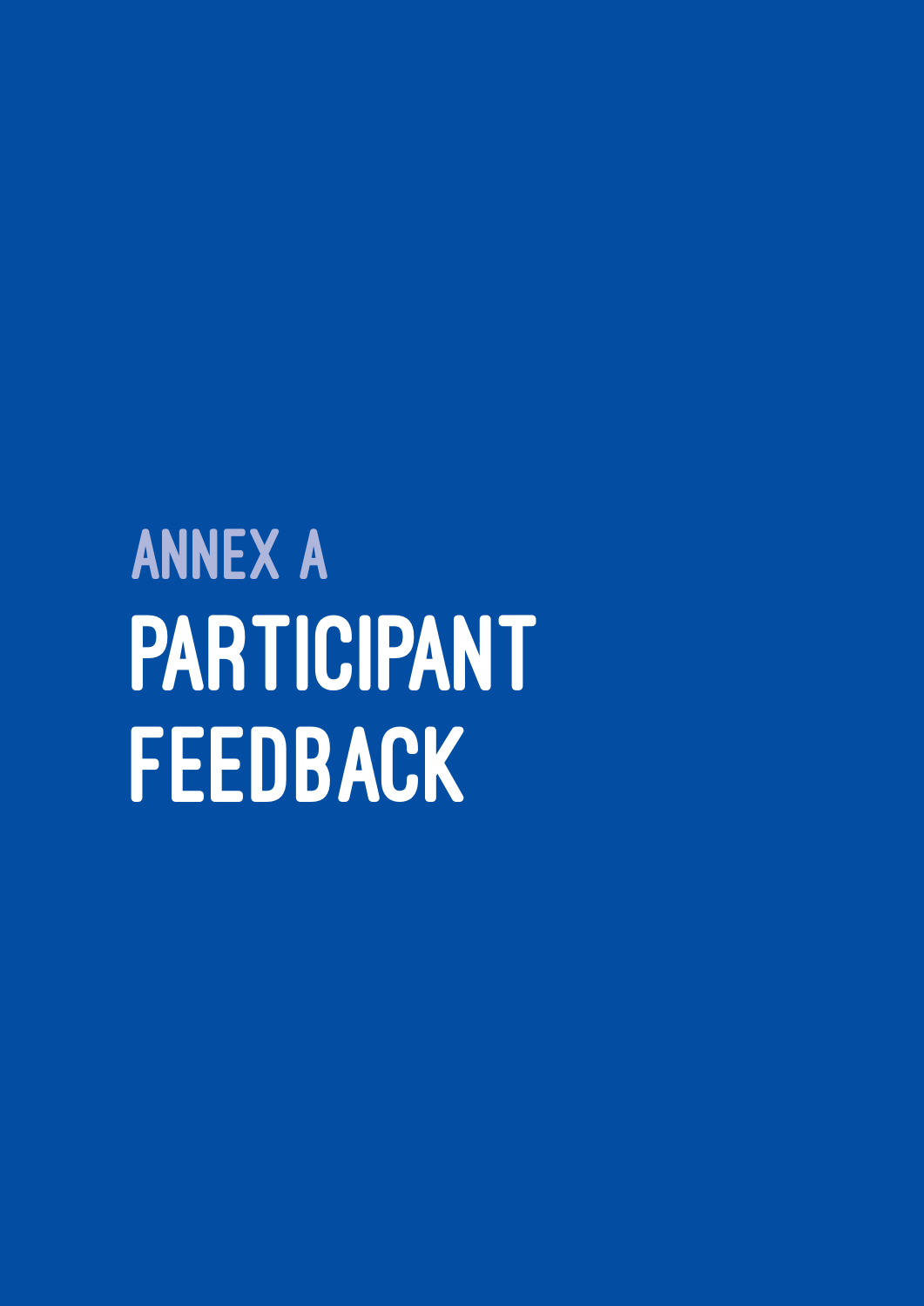# ANNEX A
# PARTICIPANT FEEDBACK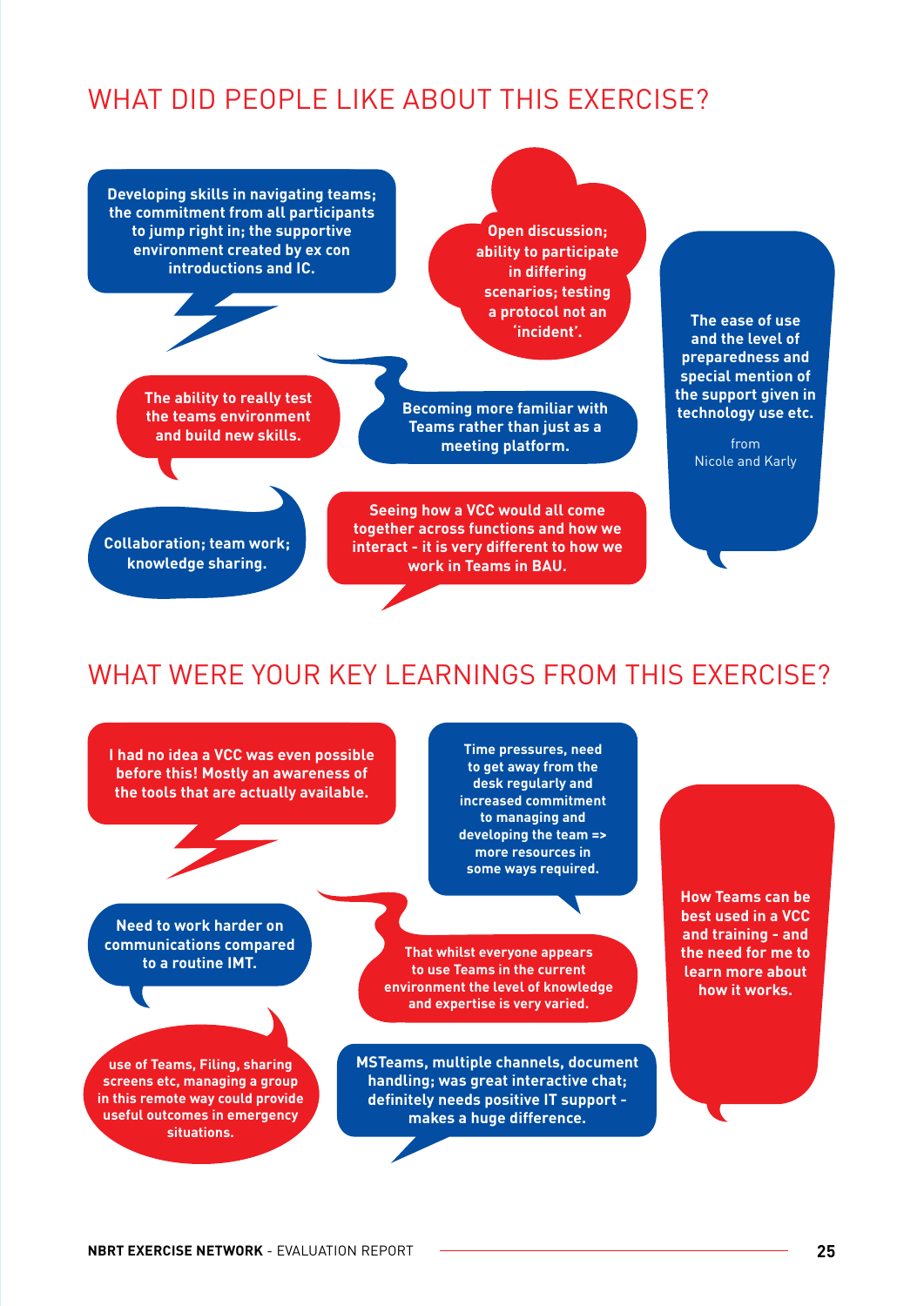# WHAT DID PEOPLE LIKE ABOUT THIS EXERCISE?

**Developing skills in navigating teams; the commitment from all participants to jump right in; the supportive environment created by ex con introductions and IC.**

**Open discussion; ability to participate in differing scenarios; testing a protocol not an 'incident'.**

**The ease of use and the level of preparedness and special mention of the support given in technology use etc.**

from Nicole and Karly

**The ability to really test the teams environment and build new skills.**

**Becoming more familiar with Teams rather than just as a meeting platform.**

**Collaboration; team work; knowledge sharing.**

**Seeing how a VCC would all come together across functions and how we interact - it is very different to how we work in Teams in BAU.**

# WHAT WERE YOUR KEY LEARNINGS FROM THIS EXERCISE?

**I had no idea a VCC was even possible before this! Mostly an awareness of the tools that are actually available.**

**Time pressures, need to get away from the desk regularly and increased commitment to managing and developing the team => more resources in some ways required.**

**How Teams can be best used in a VCC and training - and the need for me to learn more about how it works.**

**Need to work harder on communications compared to a routine IMT.**

**That whilst everyone appears to use Teams in the current environment the level of knowledge and expertise is very varied.**

**use of Teams, Filing, sharing screens etc, managing a group in this remote way could provide useful outcomes in emergency situations.**

**MSTeams, multiple channels, document handling; was great interactive chat; definitely needs positive IT support - makes a huge difference.**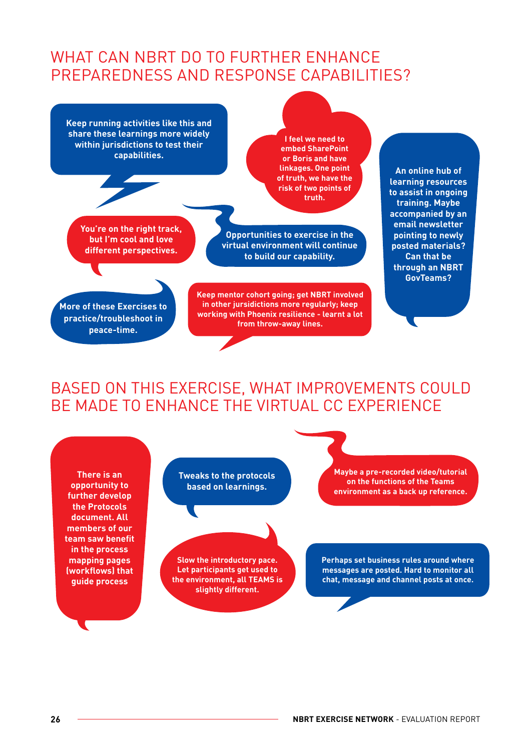## WHAT CAN NBRT DO TO FURTHER ENHANCE PREPAREDNESS AND RESPONSE CAPABILITIES?

Keep running activities like this and share these learnings more widely within jurisdictions to test their capabilities.

I feel we need to embed SharePoint or Boris and have linkages. One point of truth, we have the risk of two points of truth.

An online hub of learning resources to assist in ongoing training. Maybe accompanied by an email newsletter pointing to newly posted materials? Can that be through an NBRT GovTeams?

You're on the right track, but I'm cool and love different perspectives.

Opportunities to exercise in the virtual environment will continue to build our capability.

More of these Exercises to practice/troubleshoot in peace-time.

Keep mentor cohort going; get NBRT involved in other jursidictions more regularly; keep working with Phoenix resilience - learnt a lot from throw-away lines.

## BASED ON THIS EXERCISE, WHAT IMPROVEMENTS COULD BE MADE TO ENHANCE THE VIRTUAL CC EXPERIENCE

There is an opportunity to further develop the Protocols document. All members of our team saw benefit in the process mapping pages (workflows) that guide process

Tweaks to the protocols based on learnings.

Maybe a pre-recorded video/tutorial on the functions of the Teams environment as a back up reference.

Slow the introductory pace. Let participants get used to the environment, all TEAMS is slightly different.

Perhaps set business rules around where messages are posted. Hard to monitor all chat, message and channel posts at once.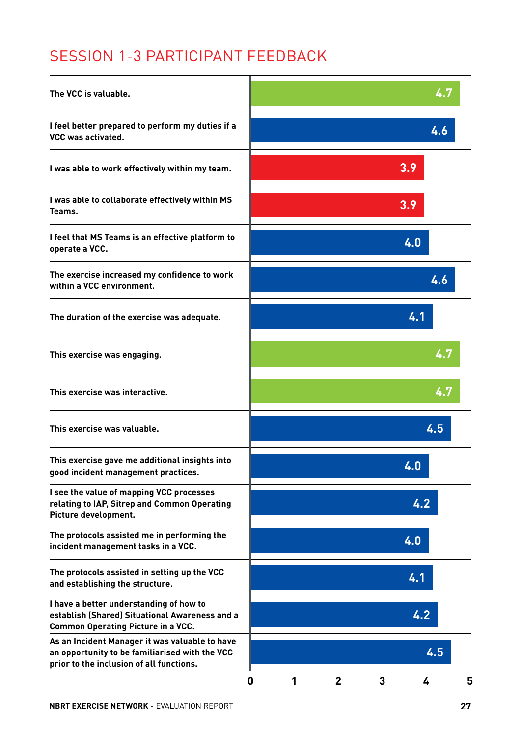# SESSION 1-3 PARTICIPANT FEEDBACK

| Statement | Score |
|---|---|
| The VCC is valuable. | 4.7 |
| I feel better prepared to perform my duties if a VCC was activated. | 4.6 |
| I was able to work effectively within my team. | 3.9 |
| I was able to collaborate effectively within MS Teams. | 3.9 |
| I feel that MS Teams is an effective platform to operate a VCC. | 4.0 |
| The exercise increased my confidence to work within a VCC environment. | 4.6 |
| The duration of the exercise was adequate. | 4.1 |
| This exercise was engaging. | 4.7 |
| This exercise was interactive. | 4.7 |
| This exercise was valuable. | 4.5 |
| This exercise gave me additional insights into good incident management practices. | 4.0 |
| I see the value of mapping VCC processes relating to IAP, Sitrep and Common Operating Picture development. | 4.2 |
| The protocols assisted me in performing the incident management tasks in a VCC. | 4.0 |
| The protocols assisted in setting up the VCC and establishing the structure. | 4.1 |
| I have a better understanding of how to establish (Shared) Situational Awareness and a Common Operating Picture in a VCC. | 4.2 |
| As an Incident Manager it was valuable to have an opportunity to be familiarised with the VCC prior to the inclusion of all functions. | 4.5 |

Scale: 0 1 2 3 4 5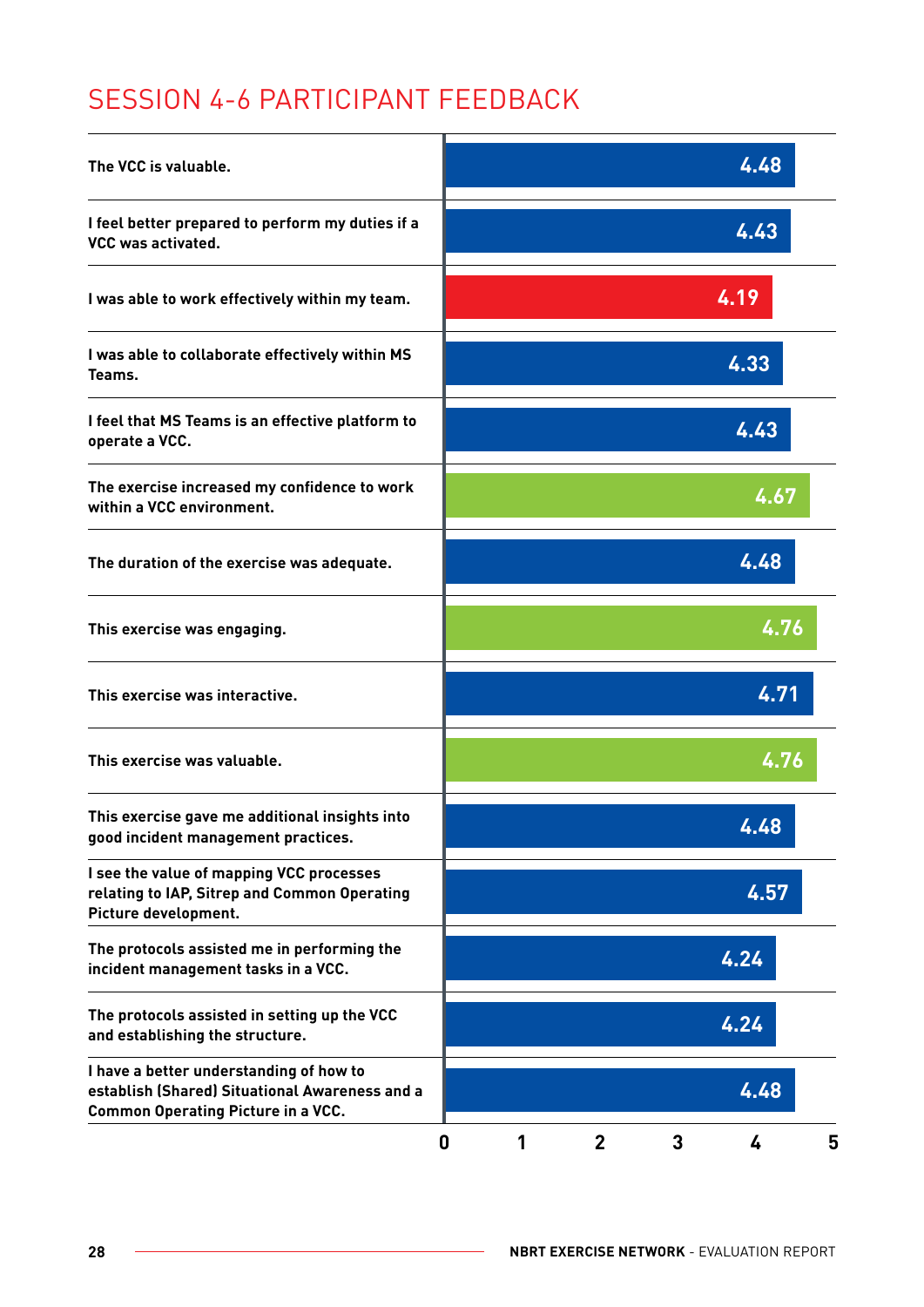# SESSION 4-6 PARTICIPANT FEEDBACK

| Statement | Score |
|---|---|
| The VCC is valuable. | 4.48 |
| I feel better prepared to perform my duties if a VCC was activated. | 4.43 |
| I was able to work effectively within my team. | 4.19 |
| I was able to collaborate effectively within MS Teams. | 4.33 |
| I feel that MS Teams is an effective platform to operate a VCC. | 4.43 |
| The exercise increased my confidence to work within a VCC environment. | 4.67 |
| The duration of the exercise was adequate. | 4.48 |
| This exercise was engaging. | 4.76 |
| This exercise was interactive. | 4.71 |
| This exercise was valuable. | 4.76 |
| This exercise gave me additional insights into good incident management practices. | 4.48 |
| I see the value of mapping VCC processes relating to IAP, Sitrep and Common Operating Picture development. | 4.57 |
| The protocols assisted me in performing the incident management tasks in a VCC. | 4.24 |
| The protocols assisted in setting up the VCC and establishing the structure. | 4.24 |
| I have a better understanding of how to establish (Shared) Situational Awareness and a Common Operating Picture in a VCC. | 4.48 |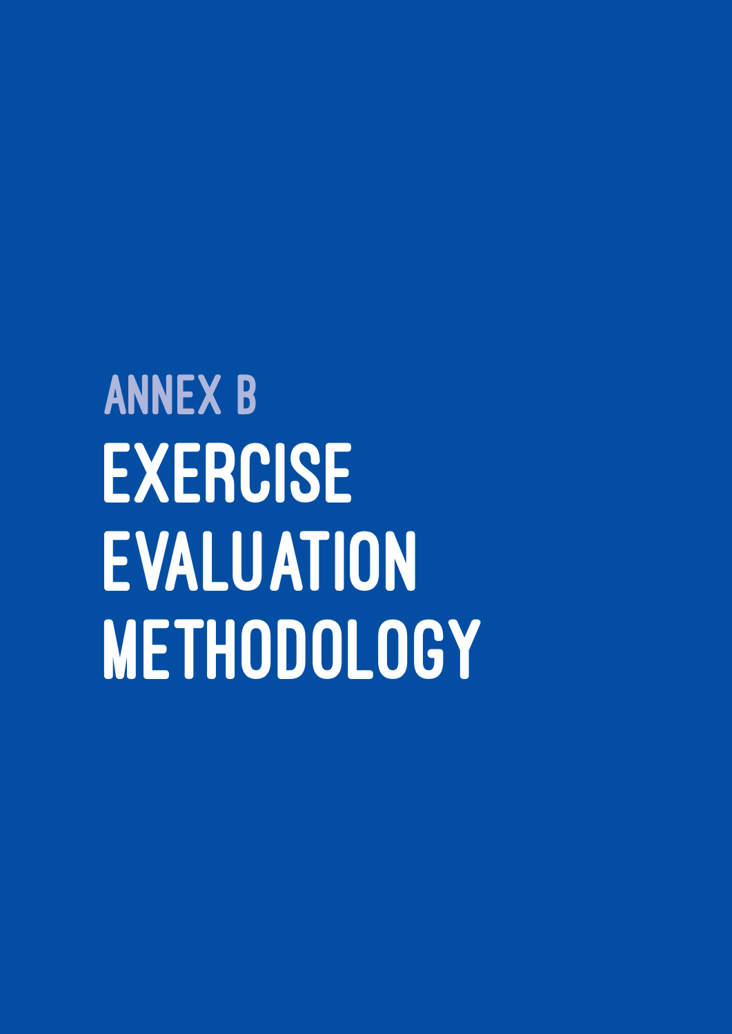# ANNEX B

# EXERCISE EVALUATION METHODOLOGY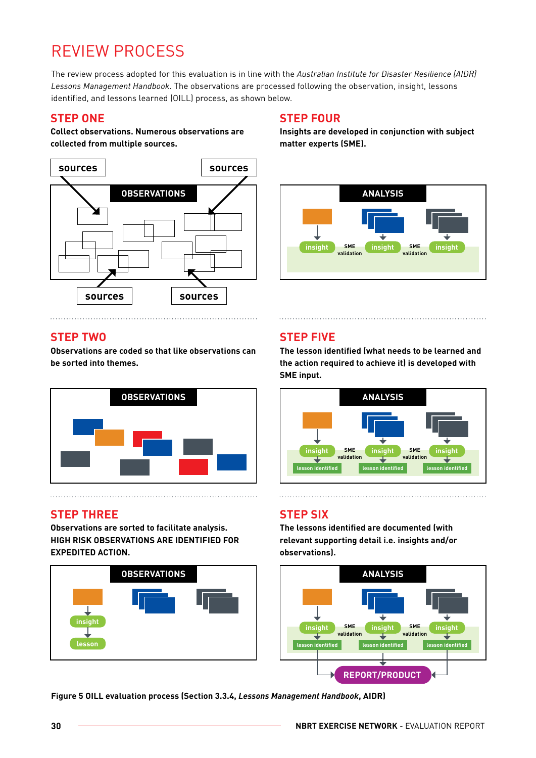# REVIEW PROCESS

The review process adopted for this evaluation is in line with the *Australian Institute for Disaster Resilience (AIDR) Lessons Management Handbook*. The observations are processed following the observation, insight, lessons identified, and lessons learned (OILL) process, as shown below.

## STEP ONE

**Collect observations. Numerous observations are collected from multiple sources.**

## STEP TWO

**Observations are coded so that like observations can be sorted into themes.**

## STEP THREE

**Observations are sorted to facilitate analysis. HIGH RISK OBSERVATIONS ARE IDENTIFIED FOR EXPEDITED ACTION.**

## STEP FOUR

**Insights are developed in conjunction with subject matter experts (SME).**

## STEP FIVE

**The lesson identified (what needs to be learned and the action required to achieve it) is developed with SME input.**

## STEP SIX

**The lessons identified are documented (with relevant supporting detail i.e. insights and/or observations).**

**Figure 5 OILL evaluation process (Section 3.3.4, *Lessons Management Handbook*, AIDR)**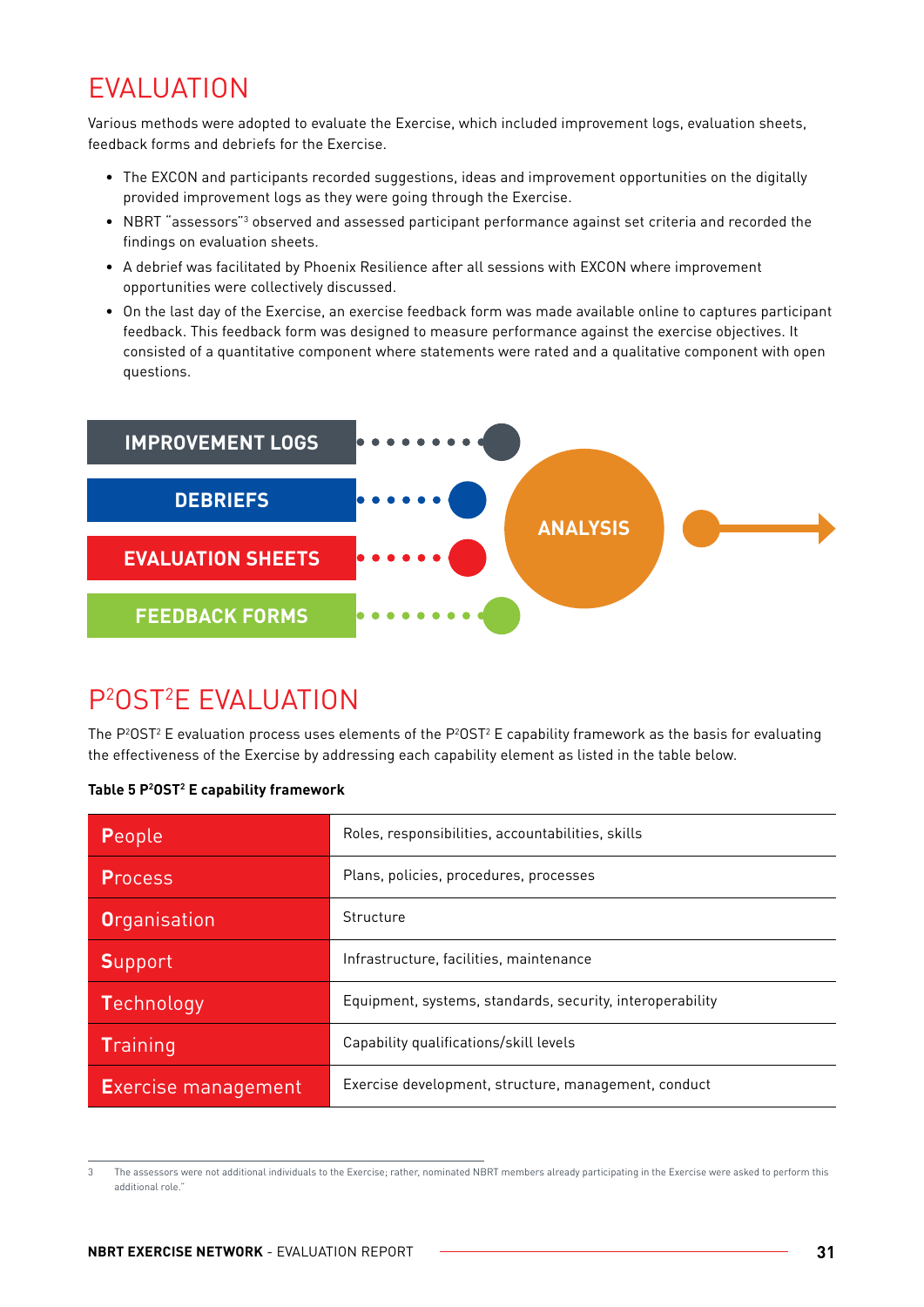# EVALUATION

Various methods were adopted to evaluate the Exercise, which included improvement logs, evaluation sheets, feedback forms and debriefs for the Exercise.

- The EXCON and participants recorded suggestions, ideas and improvement opportunities on the digitally provided improvement logs as they were going through the Exercise.
- NBRT "assessors"[3] observed and assessed participant performance against set criteria and recorded the findings on evaluation sheets.
- A debrief was facilitated by Phoenix Resilience after all sessions with EXCON where improvement opportunities were collectively discussed.
- On the last day of the Exercise, an exercise feedback form was made available online to captures participant feedback. This feedback form was designed to measure performance against the exercise objectives. It consisted of a quantitative component where statements were rated and a qualitative component with open questions.

IMPROVEMENT LOGS

DEBRIEFS

EVALUATION SHEETS

FEEDBACK FORMS

ANALYSIS

# P²OST²E EVALUATION

The P²OST² E evaluation process uses elements of the P²OST² E capability framework as the basis for evaluating the effectiveness of the Exercise by addressing each capability element as listed in the table below.

**Table 5 P²OST² E capability framework**

| | |
|---|---|
| **P**eople | Roles, responsibilities, accountabilities, skills |
| **P**rocess | Plans, policies, procedures, processes |
| **O**rganisation | Structure |
| **S**upport | Infrastructure, facilities, maintenance |
| **T**echnology | Equipment, systems, standards, security, interoperability |
| **T**raining | Capability qualifications/skill levels |
| **E**xercise management | Exercise development, structure, management, conduct |

3 The assessors were not additional individuals to the Exercise; rather, nominated NBRT members already participating in the Exercise were asked to perform this additional role."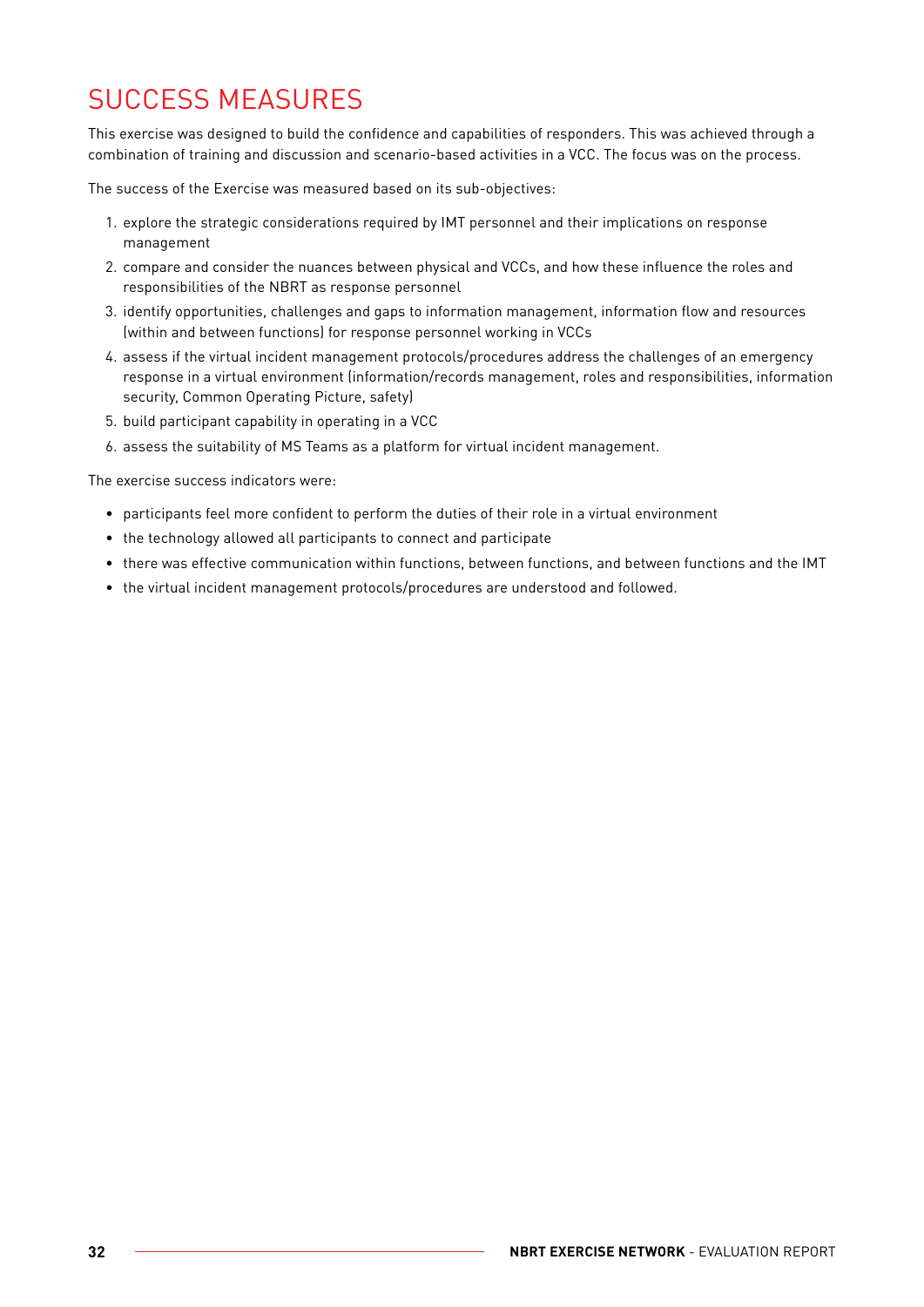# SUCCESS MEASURES

This exercise was designed to build the confidence and capabilities of responders. This was achieved through a combination of training and discussion and scenario-based activities in a VCC. The focus was on the process.

The success of the Exercise was measured based on its sub-objectives:

1. explore the strategic considerations required by IMT personnel and their implications on response management
2. compare and consider the nuances between physical and VCCs, and how these influence the roles and responsibilities of the NBRT as response personnel
3. identify opportunities, challenges and gaps to information management, information flow and resources (within and between functions) for response personnel working in VCCs
4. assess if the virtual incident management protocols/procedures address the challenges of an emergency response in a virtual environment (information/records management, roles and responsibilities, information security, Common Operating Picture, safety)
5. build participant capability in operating in a VCC
6. assess the suitability of MS Teams as a platform for virtual incident management.

The exercise success indicators were:

- participants feel more confident to perform the duties of their role in a virtual environment
- the technology allowed all participants to connect and participate
- there was effective communication within functions, between functions, and between functions and the IMT
- the virtual incident management protocols/procedures are understood and followed.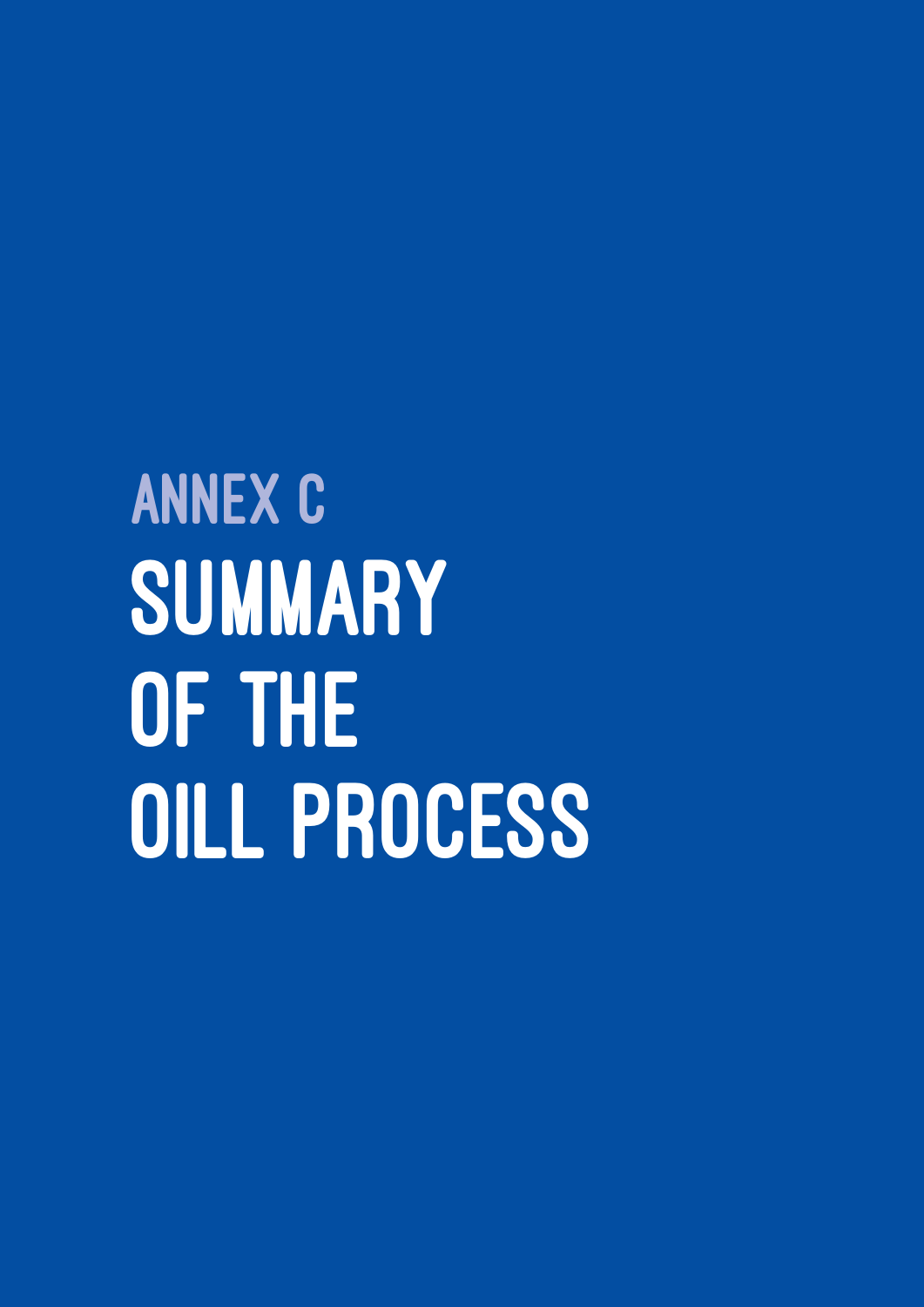# ANNEX C

# SUMMARY OF THE OILL PROCESS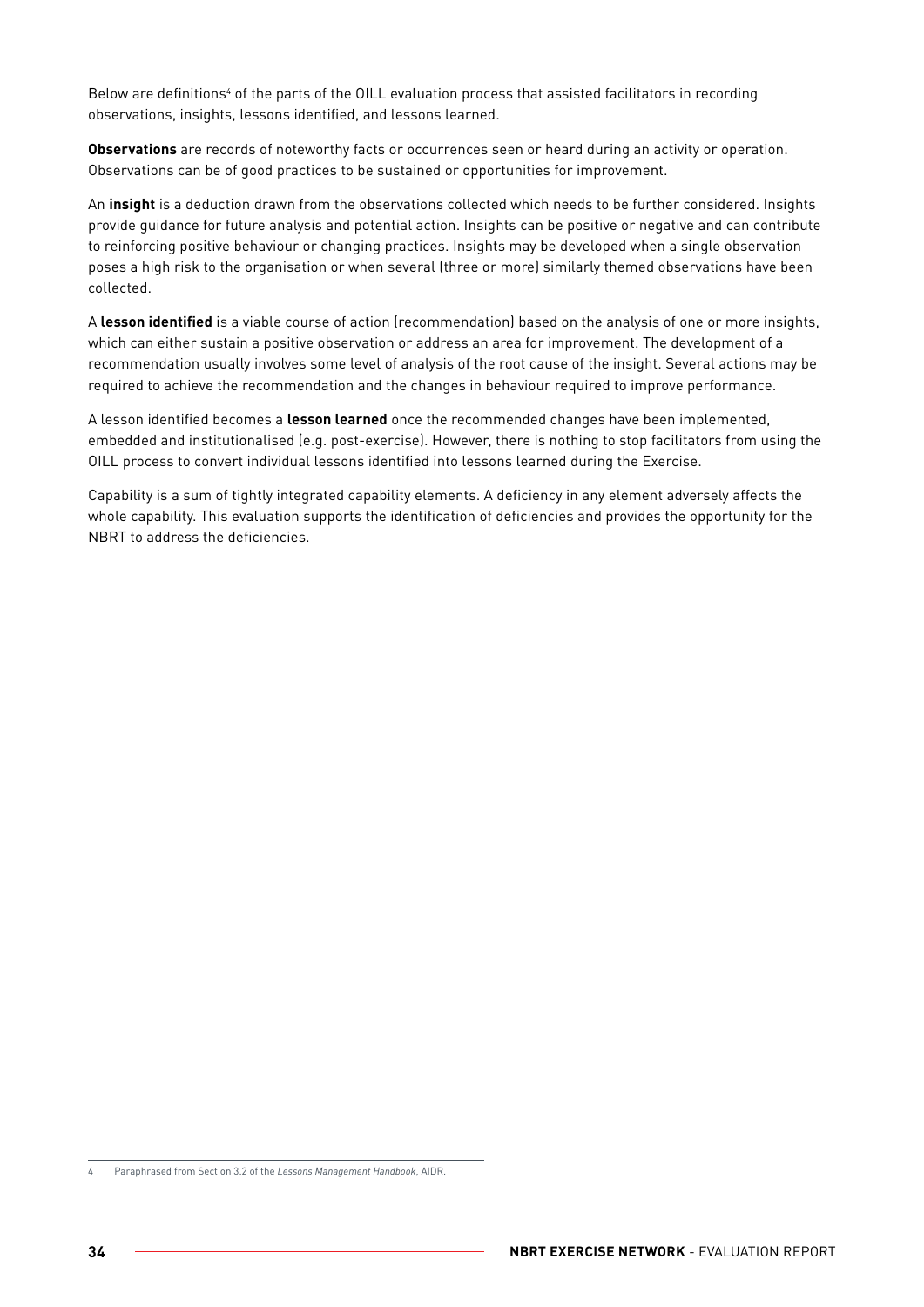Below are definitions[4] of the parts of the OILL evaluation process that assisted facilitators in recording observations, insights, lessons identified, and lessons learned.

**Observations** are records of noteworthy facts or occurrences seen or heard during an activity or operation. Observations can be of good practices to be sustained or opportunities for improvement.

An **insight** is a deduction drawn from the observations collected which needs to be further considered. Insights provide guidance for future analysis and potential action. Insights can be positive or negative and can contribute to reinforcing positive behaviour or changing practices. Insights may be developed when a single observation poses a high risk to the organisation or when several (three or more) similarly themed observations have been collected.

A **lesson identified** is a viable course of action (recommendation) based on the analysis of one or more insights, which can either sustain a positive observation or address an area for improvement. The development of a recommendation usually involves some level of analysis of the root cause of the insight. Several actions may be required to achieve the recommendation and the changes in behaviour required to improve performance.

A lesson identified becomes a **lesson learned** once the recommended changes have been implemented, embedded and institutionalised (e.g. post-exercise). However, there is nothing to stop facilitators from using the OILL process to convert individual lessons identified into lessons learned during the Exercise.

Capability is a sum of tightly integrated capability elements. A deficiency in any element adversely affects the whole capability. This evaluation supports the identification of deficiencies and provides the opportunity for the NBRT to address the deficiencies.

---

4 Paraphrased from Section 3.2 of the *Lessons Management Handbook*, AIDR.